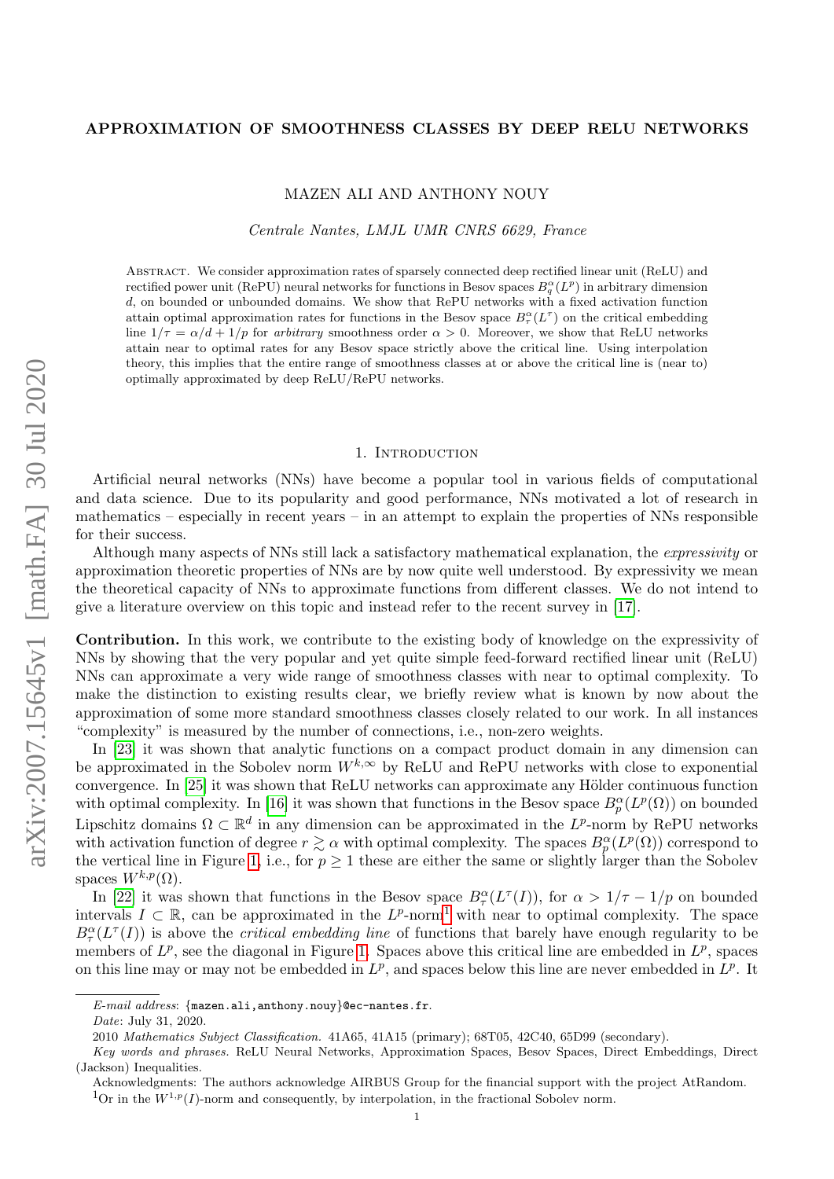# APPROXIMATION OF SMOOTHNESS CLASSES BY DEEP RELU NETWORKS

MAZEN ALI AND ANTHONY NOUY

*Centrale Nantes, LMJL UMR CNRS 6629, France*

Abstract. We consider approximation rates of sparsely connected deep rectified linear unit (ReLU) and rectified power unit (RePU) neural networks for functions in Besov spaces $B^\alpha_q(L^p)$ in arbitrary dimension $d$, on bounded or unbounded domains. We show that RePU networks with a fixed activation function attain optimal approximation rates for functions in the Besov space $B^\alpha_\tau(L^\tau)$ on the critical embedding line $1/\tau = \alpha/d + 1/p$ for *arbitrary* smoothness order $\alpha > 0$. Moreover, we show that ReLU networks attain near to optimal rates for any Besov space strictly above the critical line. Using interpolation theory, this implies that the entire range of smoothness classes at or above the critical line is (near to) optimally approximated by deep ReLU/RePU networks.

## 1. Introduction

Artificial neural networks (NNs) have become a popular tool in various fields of computational and data science. Due to its popularity and good performance, NNs motivated a lot of research in mathematics – especially in recent years – in an attempt to explain the properties of NNs responsible for their success.

Although many aspects of NNs still lack a satisfactory mathematical explanation, the *expressivity* or approximation theoretic properties of NNs are by now quite well understood. By expressivity we mean the theoretical capacity of NNs to approximate functions from different classes. We do not intend to give a literature overview on this topic and instead refer to the recent survey in [17].

**Contribution.** In this work, we contribute to the existing body of knowledge on the expressivity of NNs by showing that the very popular and yet quite simple feed-forward rectified linear unit (ReLU) NNs can approximate a very wide range of smoothness classes with near to optimal complexity. To make the distinction to existing results clear, we briefly review what is known by now about the approximation of some more standard smoothness classes closely related to our work. In all instances "complexity" is measured by the number of connections, i.e., non-zero weights.

In [23] it was shown that analytic functions on a compact product domain in any dimension can be approximated in the Sobolev norm $W^{k,\infty}$ by ReLU and RePU networks with close to exponential convergence. In [25] it was shown that ReLU networks can approximate any Hölder continuous function with optimal complexity. In [16] it was shown that functions in the Besov space $B^\alpha_p(L^p(\Omega))$ on bounded Lipschitz domains $\Omega \subset \mathbb{R}^d$ in any dimension can be approximated in the $L^p$-norm by RePU networks with activation function of degree $r \gtrsim \alpha$ with optimal complexity. The spaces $B^\alpha_p(L^p(\Omega))$ correspond to the vertical line in Figure 1, i.e., for $p \geq 1$ these are either the same or slightly larger than the Sobolev spaces $W^{k,p}(\Omega)$.

In [22] it was shown that functions in the Besov space $B^\alpha_\tau(L^\tau(I))$, for $\alpha > 1/\tau - 1/p$ on bounded intervals $I \subset \mathbb{R}$, can be approximated in the $L^p$-norm[1] with near to optimal complexity. The space $B^\alpha_\tau(L^\tau(I))$ is above the *critical embedding line* of functions that barely have enough regularity to be members of $L^p$, see the diagonal in Figure 1. Spaces above this critical line are embedded in $L^p$, spaces on this line may or may not be embedded in $L^p$, and spaces below this line are never embedded in $L^p$. It

*E-mail address*: {mazen.ali,anthony.nouy}@ec-nantes.fr.

*Date*: July 31, 2020.

2010 *Mathematics Subject Classification.* 41A65, 41A15 (primary); 68T05, 42C40, 65D99 (secondary).

*Key words and phrases.* ReLU Neural Networks, Approximation Spaces, Besov Spaces, Direct Embeddings, Direct (Jackson) Inequalities.

Acknowledgments: The authors acknowledge AIRBUS Group for the financial support with the project AtRandom.

[1] Or in the $W^{1,p}(I)$-norm and consequently, by interpolation, in the fractional Sobolev norm.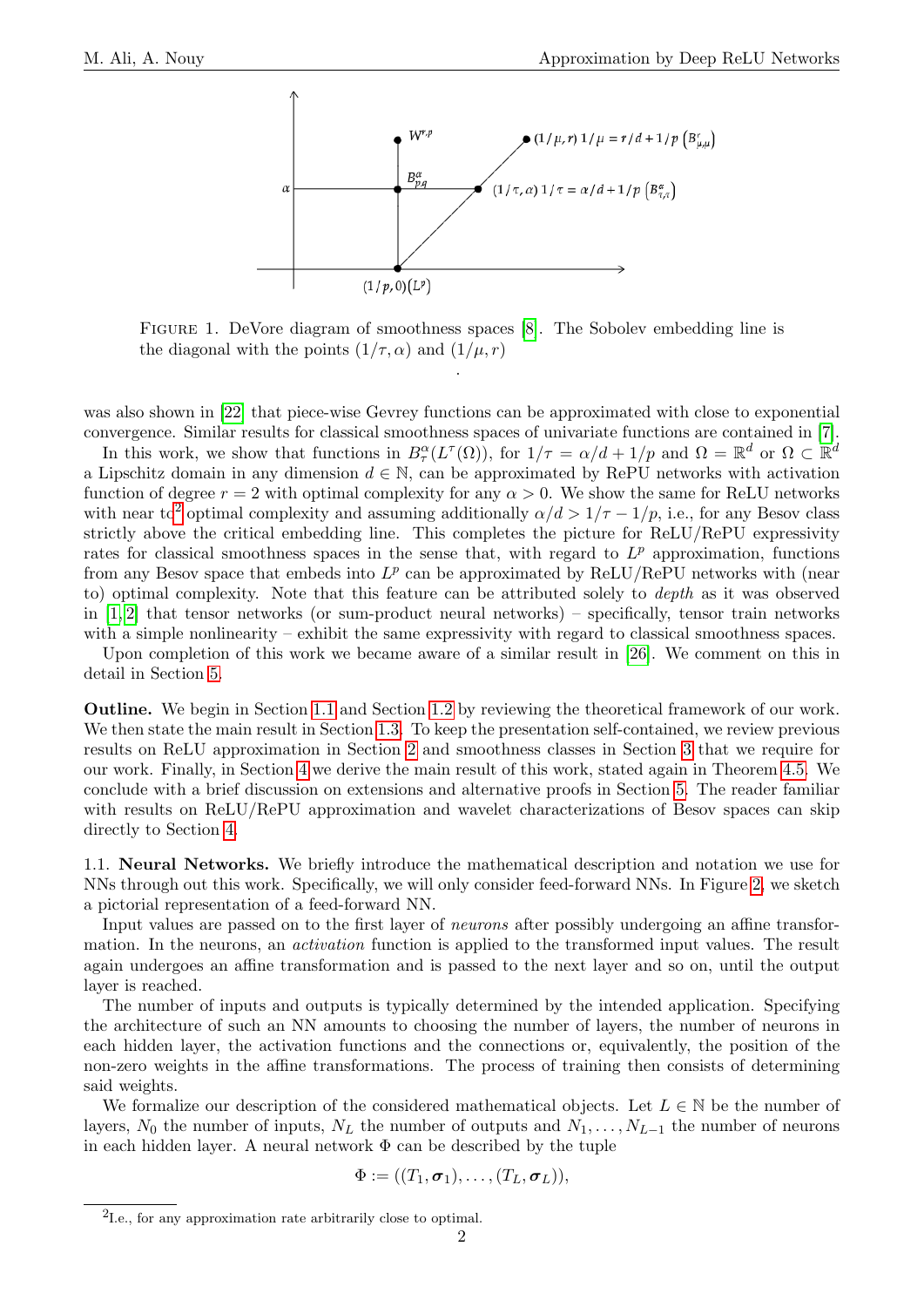FIGURE 1. DeVore diagram of smoothness spaces [8]. The Sobolev embedding line is the diagonal with the points $(1/\tau, \alpha)$ and $(1/\mu, r)$

.

was also shown in [22] that piece-wise Gevrey functions can be approximated with close to exponential convergence. Similar results for classical smoothness spaces of univariate functions are contained in [7].

In this work, we show that functions in $B^\alpha_\tau(L^\tau(\Omega))$, for $1/\tau = \alpha/d + 1/p$ and $\Omega = \mathbb{R}^d$ or $\Omega \subset \mathbb{R}^d$ a Lipschitz domain in any dimension $d \in \mathbb{N}$, can be approximated by RePU networks with activation function of degree $r = 2$ with optimal complexity for any $\alpha > 0$. We show the same for ReLU networks with near to[2] optimal complexity and assuming additionally $\alpha/d > 1/\tau - 1/p$, i.e., for any Besov class strictly above the critical embedding line. This completes the picture for ReLU/RePU expressivity rates for classical smoothness spaces in the sense that, with regard to $L^p$ approximation, functions from any Besov space that embeds into $L^p$ can be approximated by ReLU/RePU networks with (near to) optimal complexity. Note that this feature can be attributed solely to *depth* as it was observed in [1, 2] that tensor networks (or sum-product neural networks) – specifically, tensor train networks with a simple nonlinearity – exhibit the same expressivity with regard to classical smoothness spaces.

Upon completion of this work we became aware of a similar result in [26]. We comment on this in detail in Section 5.

**Outline.** We begin in Section 1.1 and Section 1.2 by reviewing the theoretical framework of our work. We then state the main result in Section 1.3. To keep the presentation self-contained, we review previous results on ReLU approximation in Section 2 and smoothness classes in Section 3 that we require for our work. Finally, in Section 4 we derive the main result of this work, stated again in Theorem 4.5. We conclude with a brief discussion on extensions and alternative proofs in Section 5. The reader familiar with results on ReLU/RePU approximation and wavelet characterizations of Besov spaces can skip directly to Section 4.

1.1. **Neural Networks.** We briefly introduce the mathematical description and notation we use for NNs through out this work. Specifically, we will only consider feed-forward NNs. In Figure 2, we sketch a pictorial representation of a feed-forward NN.

Input values are passed on to the first layer of *neurons* after possibly undergoing an affine transformation. In the neurons, an *activation* function is applied to the transformed input values. The result again undergoes an affine transformation and is passed to the next layer and so on, until the output layer is reached.

The number of inputs and outputs is typically determined by the intended application. Specifying the architecture of such an NN amounts to choosing the number of layers, the number of neurons in each hidden layer, the activation functions and the connections or, equivalently, the position of the non-zero weights in the affine transformations. The process of training then consists of determining said weights.

We formalize our description of the considered mathematical objects. Let $L \in \mathbb{N}$ be the number of layers, $N_0$ the number of inputs, $N_L$ the number of outputs and $N_1, \ldots, N_{L-1}$ the number of neurons in each hidden layer. A neural network $\Phi$ can be described by the tuple

$$\Phi := ((T_1, \boldsymbol{\sigma}_1), \ldots, (T_L, \boldsymbol{\sigma}_L)),$$

[2] I.e., for any approximation rate arbitrarily close to optimal.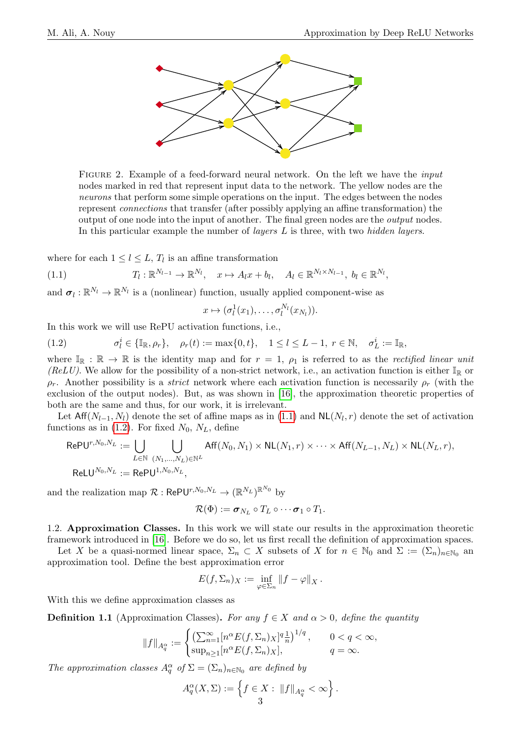FIGURE 2. Example of a feed-forward neural network. On the left we have the *input* nodes marked in red that represent input data to the network. The yellow nodes are the *neurons* that perform some simple operations on the input. The edges between the nodes represent *connections* that transfer (after possibly applying an affine transformation) the output of one node into the input of another. The final green nodes are the *output* nodes. In this particular example the number of *layers* $L$ is three, with two *hidden layers*.

where for each $1 \leq l \leq L$, $T_l$ is an affine transformation

$$
T_l : \mathbb{R}^{N_{l-1}} \to \mathbb{R}^{N_l}, \quad x \mapsto A_l x + b_l, \quad A_l \in \mathbb{R}^{N_l \times N_{l-1}},\ b_l \in \mathbb{R}^{N_l}, \tag{1.1}
$$

and $\boldsymbol{\sigma}_l : \mathbb{R}^{N_l} \to \mathbb{R}^{N_l}$ is a (nonlinear) function, usually applied component-wise as

$$
x \mapsto (\sigma_l^1(x_1), \ldots, \sigma_l^{N_l}(x_{N_l})).
$$

In this work we will use RePU activation functions, i.e.,

$$
\sigma_l^i \in \{\mathbb{I}_\mathbb{R}, \rho_r\}, \quad \rho_r(t) := \max\{0, t\}, \quad 1 \leq l \leq L-1,\ r \in \mathbb{N}, \quad \sigma_L^i := \mathbb{I}_\mathbb{R}, \tag{1.2}
$$

where $\mathbb{I}_\mathbb{R} : \mathbb{R} \to \mathbb{R}$ is the identity map and for $r = 1$, $\rho_1$ is referred to as the *rectified linear unit (ReLU)*. We allow for the possibility of a non-strict network, i.e., an activation function is either $\mathbb{I}_\mathbb{R}$ or $\rho_r$. Another possibility is a *strict* network where each activation function is necessarily $\rho_r$ (with the exclusion of the output nodes). But, as was shown in [16], the approximation theoretic properties of both are the same and thus, for our work, it is irrelevant.

Let $\mathsf{Aff}(N_{l-1}, N_l)$ denote the set of affine maps as in (1.1) and $\mathsf{NL}(N_l, r)$ denote the set of activation functions as in (1.2). For fixed $N_0$, $N_L$, define

$$
\mathsf{RePU}^{r,N_0,N_L} := \bigcup_{L \in \mathbb{N}} \ \bigcup_{(N_1,\ldots,N_L) \in \mathbb{N}^L} \mathsf{Aff}(N_0, N_1) \times \mathsf{NL}(N_1, r) \times \cdots \times \mathsf{Aff}(N_{L-1}, N_L) \times \mathsf{NL}(N_L, r),
$$

$$
\mathsf{ReLU}^{N_0,N_L} := \mathsf{RePU}^{1,N_0,N_L},
$$

and the realization map $\mathcal{R} : \mathsf{RePU}^{r,N_0,N_L} \to (\mathbb{R}^{N_L})^{\mathbb{R}^{N_0}}$ by

$$
\mathcal{R}(\Phi) := \boldsymbol{\sigma}_{N_L} \circ T_L \circ \cdots \boldsymbol{\sigma}_1 \circ T_1.
$$

1.2. **Approximation Classes.** In this work we will state our results in the approximation theoretic framework introduced in [16]. Before we do so, let us first recall the definition of approximation spaces.

Let $X$ be a quasi-normed linear space, $\Sigma_n \subset X$ subsets of $X$ for $n \in \mathbb{N}_0$ and $\Sigma := (\Sigma_n)_{n \in \mathbb{N}_0}$ an approximation tool. Define the best approximation error

$$
E(f, \Sigma_n)_X := \inf_{\varphi \in \Sigma_n} \|f - \varphi\|_X .
$$

With this we define approximation classes as

**Definition 1.1** (Approximation Classes)**.** *For any $f \in X$ and $\alpha > 0$, define the quantity*

$$
\|f\|_{A_q^\alpha} := \begin{cases} \left(\sum_{n=1}^\infty [n^\alpha E(f, \Sigma_n)_X]^q \frac{1}{n}\right)^{1/q}, & 0 < q < \infty, \\ \sup_{n \geq 1} [n^\alpha E(f, \Sigma_n)_X], & q = \infty. \end{cases}
$$

*The approximation classes $A_q^\alpha$ of $\Sigma = (\Sigma_n)_{n \in \mathbb{N}_0}$ are defined by*

$$
A_q^\alpha(X, \Sigma) := \left\{ f \in X : \ \|f\|_{A_q^\alpha} < \infty \right\}.
$$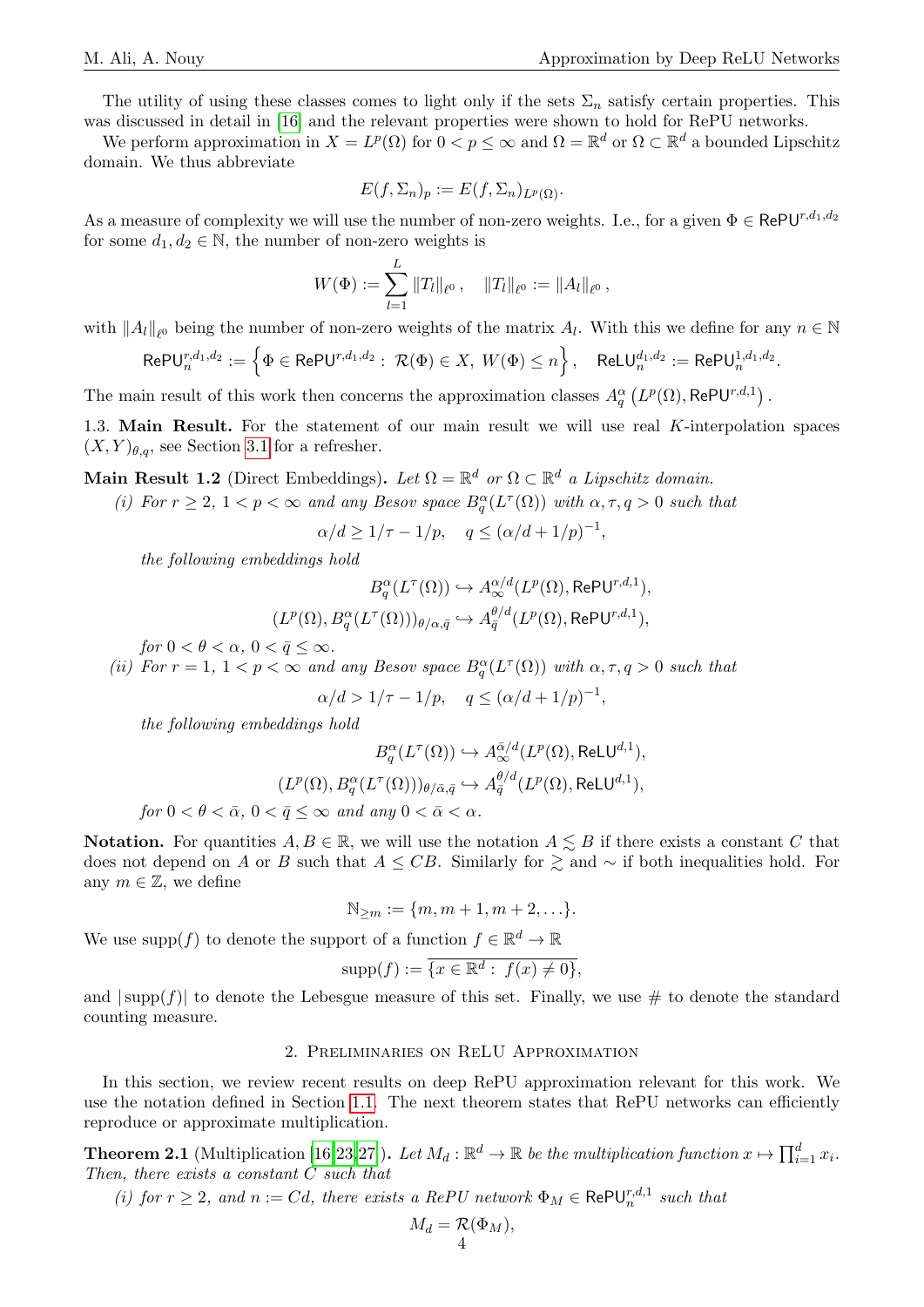The utility of using these classes comes to light only if the sets $\Sigma_n$ satisfy certain properties. This was discussed in detail in [16] and the relevant properties were shown to hold for RePU networks.

We perform approximation in $X = L^p(\Omega)$ for $0 < p \leq \infty$ and $\Omega = \mathbb{R}^d$ or $\Omega \subset \mathbb{R}^d$ a bounded Lipschitz domain. We thus abbreviate

$$E(f, \Sigma_n)_p := E(f, \Sigma_n)_{L^p(\Omega)}.$$

As a measure of complexity we will use the number of non-zero weights. I.e., for a given $\Phi \in \mathsf{RePU}^{r,d_1,d_2}$ for some $d_1, d_2 \in \mathbb{N}$, the number of non-zero weights is

$$W(\Phi) := \sum_{l=1}^{L} \|T_l\|_{\ell^0}, \quad \|T_l\|_{\ell^0} := \|A_l\|_{\ell^0},$$

with $\|A_l\|_{\ell^0}$ being the number of non-zero weights of the matrix $A_l$. With this we define for any $n \in \mathbb{N}$

$$\mathsf{RePU}_n^{r,d_1,d_2} := \left\{ \Phi \in \mathsf{RePU}^{r,d_1,d_2} : \ \mathcal{R}(\Phi) \in X, \ W(\Phi) \leq n \right\}, \quad \mathsf{ReLU}_n^{d_1,d_2} := \mathsf{RePU}_n^{1,d_1,d_2}.$$

The main result of this work then concerns the approximation classes $A_q^\alpha\left(L^p(\Omega), \mathsf{RePU}^{r,d,1}\right)$.

**1.3. Main Result.** For the statement of our main result we will use real $K$-interpolation spaces $(X, Y)_{\theta,q}$, see Section 3.1 for a refresher.

**Main Result 1.2** (Direct Embeddings)**.** *Let $\Omega = \mathbb{R}^d$ or $\Omega \subset \mathbb{R}^d$ a Lipschitz domain.*

*(i) For $r \geq 2$, $1 < p < \infty$ and any Besov space $B_q^\alpha(L^\tau(\Omega))$ with $\alpha, \tau, q > 0$ such that*

$$\alpha/d \geq 1/\tau - 1/p, \quad q \leq (\alpha/d + 1/p)^{-1},$$

*the following embeddings hold*

$$B_q^\alpha(L^\tau(\Omega)) \hookrightarrow A_\infty^{\alpha/d}(L^p(\Omega), \mathsf{RePU}^{r,d,1}),$$

$$(L^p(\Omega), B_q^\alpha(L^\tau(\Omega)))_{\theta/\alpha,\bar{q}} \hookrightarrow A_{\bar{q}}^{\theta/d}(L^p(\Omega), \mathsf{RePU}^{r,d,1}),$$

*for $0 < \theta < \alpha$, $0 < \bar{q} \leq \infty$.*

*(ii) For $r = 1$, $1 < p < \infty$ and any Besov space $B_q^\alpha(L^\tau(\Omega))$ with $\alpha, \tau, q > 0$ such that*

$$\alpha/d > 1/\tau - 1/p, \quad q \leq (\alpha/d + 1/p)^{-1},$$

*the following embeddings hold*

$$B_q^\alpha(L^\tau(\Omega)) \hookrightarrow A_\infty^{\bar{\alpha}/d}(L^p(\Omega), \mathsf{ReLU}^{d,1}),$$

$$(L^p(\Omega), B_q^\alpha(L^\tau(\Omega)))_{\theta/\bar{\alpha},\bar{q}} \hookrightarrow A_{\bar{q}}^{\theta/d}(L^p(\Omega), \mathsf{ReLU}^{d,1}),$$

*for $0 < \theta < \bar{\alpha}$, $0 < \bar{q} \leq \infty$ and any $0 < \bar{\alpha} < \alpha$.*

**Notation.** For quantities $A, B \in \mathbb{R}$, we will use the notation $A \lesssim B$ if there exists a constant $C$ that does not depend on $A$ or $B$ such that $A \leq CB$. Similarly for $\gtrsim$ and $\sim$ if both inequalities hold. For any $m \in \mathbb{Z}$, we define

$$\mathbb{N}_{\geq m} := \{m, m+1, m+2, \ldots\}.$$

We use $\mathrm{supp}(f)$ to denote the support of a function $f \in \mathbb{R}^d \to \mathbb{R}$

$$\mathrm{supp}(f) := \overline{\{x \in \mathbb{R}^d : \ f(x) \neq 0\}},$$

and $|\mathrm{supp}(f)|$ to denote the Lebesgue measure of this set. Finally, we use $\#$ to denote the standard counting measure.

## 2. Preliminaries on ReLU Approximation

In this section, we review recent results on deep RePU approximation relevant for this work. We use the notation defined in Section 1.1. The next theorem states that RePU networks can efficiently reproduce or approximate multiplication.

**Theorem 2.1** (Multiplication [16,23,27])**.** *Let $M_d : \mathbb{R}^d \to \mathbb{R}$ be the multiplication function $x \mapsto \prod_{i=1}^d x_i$. Then, there exists a constant $C$ such that*

*(i) for $r \geq 2$, and $n := Cd$, there exists a RePU network $\Phi_M \in \mathsf{RePU}_n^{r,d,1}$ such that*

$$M_d = \mathcal{R}(\Phi_M),$$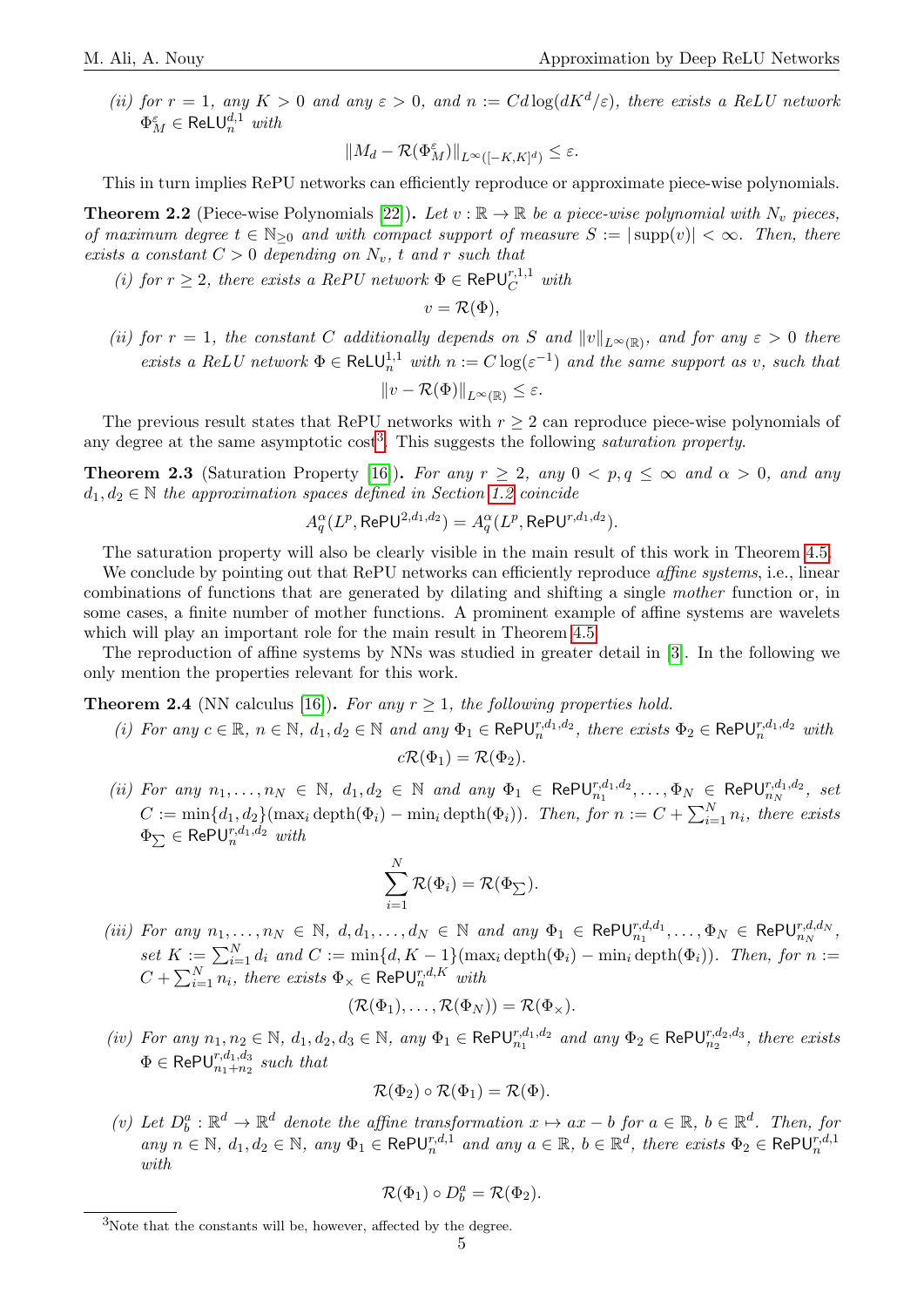*(ii)* *for $r = 1$, any $K > 0$ and any $\varepsilon > 0$, and $n := Cd\log(dK^d/\varepsilon)$, there exists a ReLU network $\Phi^{\varepsilon}_{M} \in \mathsf{ReLU}^{d,1}_{n}$ with*

$$\|M_d - \mathcal{R}(\Phi^{\varepsilon}_{M})\|_{L^\infty([-K,K]^d)} \leq \varepsilon.$$

This in turn implies RePU networks can efficiently reproduce or approximate piece-wise polynomials.

**Theorem 2.2** (Piece-wise Polynomials [22])**.** *Let $v : \mathbb{R} \to \mathbb{R}$ be a piece-wise polynomial with $N_v$ pieces, of maximum degree $t \in \mathbb{N}_{\geq 0}$ and with compact support of measure $S := |\operatorname{supp}(v)| < \infty$. Then, there exists a constant $C > 0$ depending on $N_v$, $t$ and $r$ such that*

*(i)* *for $r \geq 2$, there exists a RePU network $\Phi \in \mathsf{RePU}^{r,1,1}_{C}$ with*

$$v = \mathcal{R}(\Phi),$$

*(ii)* *for $r = 1$, the constant $C$ additionally depends on $S$ and $\|v\|_{L^\infty(\mathbb{R})}$, and for any $\varepsilon > 0$ there exists a ReLU network $\Phi \in \mathsf{ReLU}^{1,1}_{n}$ with $n := C\log(\varepsilon^{-1})$ and the same support as $v$, such that*

$$\|v - \mathcal{R}(\Phi)\|_{L^\infty(\mathbb{R})} \leq \varepsilon.$$

The previous result states that RePU networks with $r \geq 2$ can reproduce piece-wise polynomials of any degree at the same asymptotic cost[3]. This suggests the following *saturation property*.

**Theorem 2.3** (Saturation Property [16])**.** *For any $r \geq 2$, any $0 < p, q \leq \infty$ and $\alpha > 0$, and any $d_1, d_2 \in \mathbb{N}$ the approximation spaces defined in Section 1.2 coincide*

$$A^\alpha_q(L^p, \mathsf{RePU}^{2,d_1,d_2}) = A^\alpha_q(L^p, \mathsf{RePU}^{r,d_1,d_2}).$$

The saturation property will also be clearly visible in the main result of this work in Theorem 4.5.

We conclude by pointing out that RePU networks can efficiently reproduce *affine systems*, i.e., linear combinations of functions that are generated by dilating and shifting a single *mother* function or, in some cases, a finite number of mother functions. A prominent example of affine systems are wavelets which will play an important role for the main result in Theorem 4.5.

The reproduction of affine systems by NNs was studied in greater detail in [3]. In the following we only mention the properties relevant for this work.

**Theorem 2.4** (NN calculus [16])**.** *For any $r \geq 1$, the following properties hold.*

*(i)* *For any $c \in \mathbb{R}$, $n \in \mathbb{N}$, $d_1, d_2 \in \mathbb{N}$ and any $\Phi_1 \in \mathsf{RePU}^{r,d_1,d_2}_{n}$, there exists $\Phi_2 \in \mathsf{RePU}^{r,d_1,d_2}_{n}$ with*

$$c\mathcal{R}(\Phi_1) = \mathcal{R}(\Phi_2).$$

*(ii)* *For any $n_1, \ldots, n_N \in \mathbb{N}$, $d_1, d_2 \in \mathbb{N}$ and any $\Phi_1 \in \mathsf{RePU}^{r,d_1,d_2}_{n_1}, \ldots, \Phi_N \in \mathsf{RePU}^{r,d_1,d_2}_{n_N}$, set $C := \min\{d_1, d_2\}(\max_i \operatorname{depth}(\Phi_i) - \min_i \operatorname{depth}(\Phi_i))$. Then, for $n := C + \sum_{i=1}^N n_i$, there exists $\Phi_{\sum} \in \mathsf{RePU}^{r,d_1,d_2}_{n}$ with*

$$\sum_{i=1}^N \mathcal{R}(\Phi_i) = \mathcal{R}(\Phi_{\sum}).$$

*(iii)* *For any $n_1, \ldots, n_N \in \mathbb{N}$, $d, d_1, \ldots, d_N \in \mathbb{N}$ and any $\Phi_1 \in \mathsf{RePU}^{r,d,d_1}_{n_1}, \ldots, \Phi_N \in \mathsf{RePU}^{r,d,d_N}_{n_N}$, set $K := \sum_{i=1}^N d_i$ and $C := \min\{d, K-1\}(\max_i \operatorname{depth}(\Phi_i) - \min_i \operatorname{depth}(\Phi_i))$. Then, for $n := C + \sum_{i=1}^N n_i$, there exists $\Phi_{\times} \in \mathsf{RePU}^{r,d,K}_{n}$ with*

$$(\mathcal{R}(\Phi_1), \ldots, \mathcal{R}(\Phi_N)) = \mathcal{R}(\Phi_{\times}).$$

*(iv)* *For any $n_1, n_2 \in \mathbb{N}$, $d_1, d_2, d_3 \in \mathbb{N}$, any $\Phi_1 \in \mathsf{RePU}^{r,d_1,d_2}_{n_1}$ and any $\Phi_2 \in \mathsf{RePU}^{r,d_2,d_3}_{n_2}$, there exists $\Phi \in \mathsf{RePU}^{r,d_1,d_3}_{n_1+n_2}$ such that*

$$\mathcal{R}(\Phi_2) \circ \mathcal{R}(\Phi_1) = \mathcal{R}(\Phi).$$

*(v)* *Let $D^a_b : \mathbb{R}^d \to \mathbb{R}^d$ denote the affine transformation $x \mapsto ax - b$ for $a \in \mathbb{R}$, $b \in \mathbb{R}^d$. Then, for any $n \in \mathbb{N}$, $d_1, d_2 \in \mathbb{N}$, any $\Phi_1 \in \mathsf{RePU}^{r,d,1}_{n}$ and any $a \in \mathbb{R}$, $b \in \mathbb{R}^d$, there exists $\Phi_2 \in \mathsf{RePU}^{r,d,1}_{n}$ with*

$$\mathcal{R}(\Phi_1) \circ D^a_b = \mathcal{R}(\Phi_2).$$

[3] Note that the constants will be, however, affected by the degree.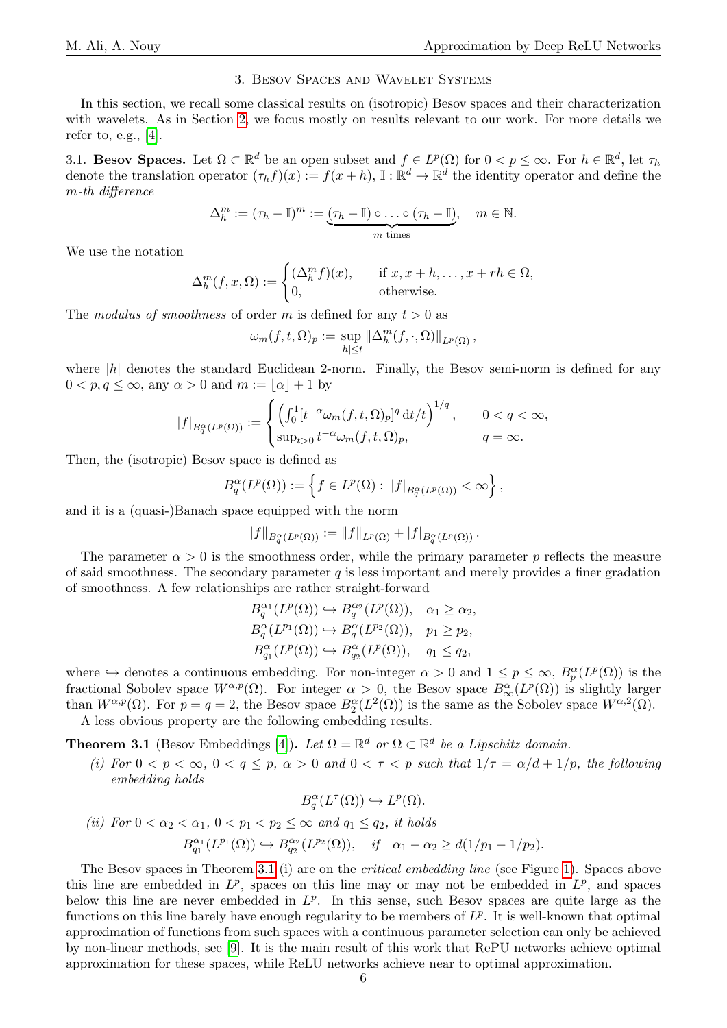## 3. Besov Spaces and Wavelet Systems

In this section, we recall some classical results on (isotropic) Besov spaces and their characterization with wavelets. As in Section 2, we focus mostly on results relevant to our work. For more details we refer to, e.g., [4].

3.1. **Besov Spaces.** Let $\Omega \subset \mathbb{R}^d$ be an open subset and $f \in L^p(\Omega)$ for $0 < p \leq \infty$. For $h \in \mathbb{R}^d$, let $\tau_h$ denote the translation operator $(\tau_h f)(x) := f(x+h)$, $\mathbb{I} : \mathbb{R}^d \to \mathbb{R}^d$ the identity operator and define the *m-th difference*

$$\Delta_h^m := (\tau_h - \mathbb{I})^m := \underbrace{(\tau_h - \mathbb{I}) \circ \ldots \circ (\tau_h - \mathbb{I})}_{m \text{ times}}, \quad m \in \mathbb{N}.$$

We use the notation

$$\Delta_h^m(f, x, \Omega) := \begin{cases} (\Delta_h^m f)(x), & \text{if } x, x+h, \ldots, x+rh \in \Omega, \\ 0, & \text{otherwise.} \end{cases}$$

The *modulus of smoothness* of order $m$ is defined for any $t > 0$ as

$$\omega_m(f, t, \Omega)_p := \sup_{|h| \leq t} \|\Delta_h^m(f, \cdot, \Omega)\|_{L^p(\Omega)},$$

where $|h|$ denotes the standard Euclidean 2-norm. Finally, the Besov semi-norm is defined for any $0 < p, q \leq \infty$, any $\alpha > 0$ and $m := \lfloor \alpha \rfloor + 1$ by

$$|f|_{B_q^\alpha(L^p(\Omega))} := \begin{cases} \left( \int_0^1 [t^{-\alpha} \omega_m(f, t, \Omega)_p]^q \, \mathrm{d}t/t \right)^{1/q}, & 0 < q < \infty, \\ \sup_{t > 0} t^{-\alpha} \omega_m(f, t, \Omega)_p, & q = \infty. \end{cases}$$

Then, the (isotropic) Besov space is defined as

$$B_q^\alpha(L^p(\Omega)) := \left\{ f \in L^p(\Omega) : \, |f|_{B_q^\alpha(L^p(\Omega))} < \infty \right\},$$

and it is a (quasi-)Banach space equipped with the norm

$$\|f\|_{B_q^\alpha(L^p(\Omega))} := \|f\|_{L^p(\Omega)} + |f|_{B_q^\alpha(L^p(\Omega))}.$$

The parameter $\alpha > 0$ is the smoothness order, while the primary parameter $p$ reflects the measure of said smoothness. The secondary parameter $q$ is less important and merely provides a finer gradation of smoothness. A few relationships are rather straight-forward

$$\begin{aligned} B_q^{\alpha_1}(L^p(\Omega)) &\hookrightarrow B_q^{\alpha_2}(L^p(\Omega)), \quad \alpha_1 \geq \alpha_2, \\ B_q^{\alpha}(L^{p_1}(\Omega)) &\hookrightarrow B_q^{\alpha}(L^{p_2}(\Omega)), \quad p_1 \geq p_2, \\ B_{q_1}^{\alpha}(L^p(\Omega)) &\hookrightarrow B_{q_2}^{\alpha}(L^p(\Omega)), \quad q_1 \leq q_2, \end{aligned}$$

where $\hookrightarrow$ denotes a continuous embedding. For non-integer $\alpha > 0$ and $1 \leq p \leq \infty$, $B_p^\alpha(L^p(\Omega))$ is the fractional Sobolev space $W^{\alpha,p}(\Omega)$. For integer $\alpha > 0$, the Besov space $B_\infty^\alpha(L^p(\Omega))$ is slightly larger than $W^{\alpha,p}(\Omega)$. For $p = q = 2$, the Besov space $B_2^\alpha(L^2(\Omega))$ is the same as the Sobolev space $W^{\alpha,2}(\Omega)$.

A less obvious property are the following embedding results.

**Theorem 3.1** (Besov Embeddings [4])**.** *Let $\Omega = \mathbb{R}^d$ or $\Omega \subset \mathbb{R}^d$ be a Lipschitz domain.*

*(i) For $0 < p < \infty$, $0 < q \leq p$, $\alpha > 0$ and $0 < \tau < p$ such that $1/\tau = \alpha/d + 1/p$, the following embedding holds*

$$B_q^\alpha(L^\tau(\Omega)) \hookrightarrow L^p(\Omega).$$

*(ii) For $0 < \alpha_2 < \alpha_1$, $0 < p_1 < p_2 \leq \infty$ and $q_1 \leq q_2$, it holds*

$$B_{q_1}^{\alpha_1}(L^{p_1}(\Omega)) \hookrightarrow B_{q_2}^{\alpha_2}(L^{p_2}(\Omega)), \quad \text{if} \quad \alpha_1 - \alpha_2 \geq d(1/p_1 - 1/p_2).$$

The Besov spaces in Theorem 3.1 (i) are on the *critical embedding line* (see Figure 1). Spaces above this line are embedded in $L^p$, spaces on this line may or may not be embedded in $L^p$, and spaces below this line are never embedded in $L^p$. In this sense, such Besov spaces are quite large as the functions on this line barely have enough regularity to be members of $L^p$. It is well-known that optimal approximation of functions from such spaces with a continuous parameter selection can only be achieved by non-linear methods, see [9]. It is the main result of this work that RePU networks achieve optimal approximation for these spaces, while ReLU networks achieve near to optimal approximation.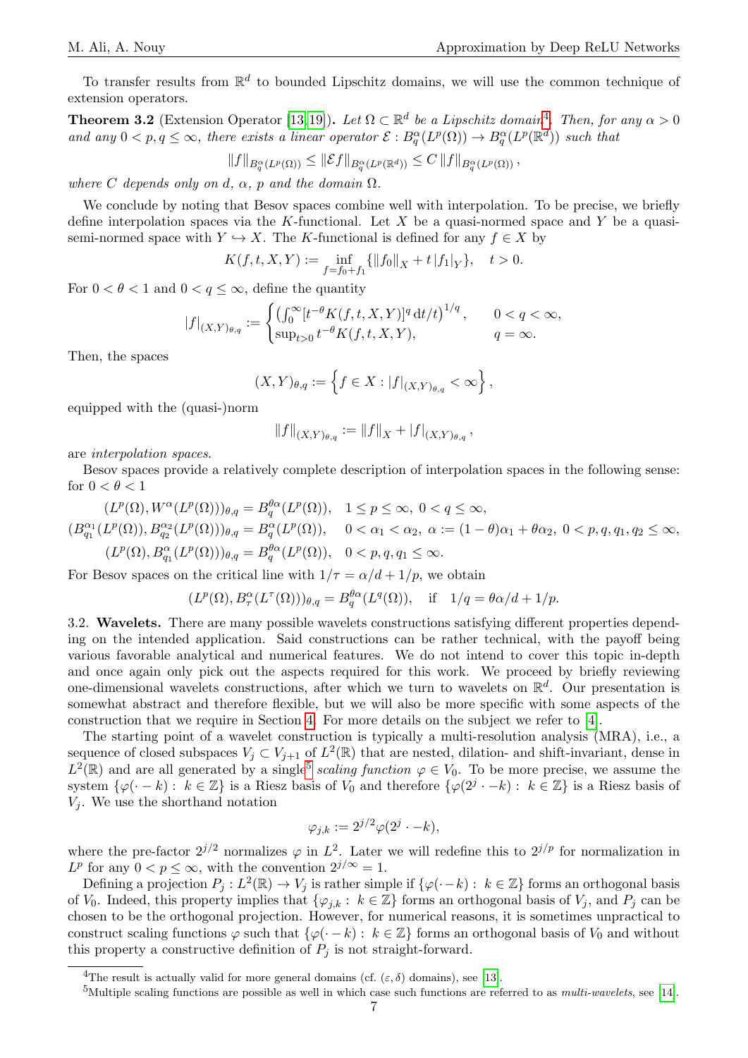To transfer results from $\mathbb{R}^d$ to bounded Lipschitz domains, we will use the common technique of extension operators.

**Theorem 3.2** (Extension Operator [13, 19])**.** *Let $\Omega \subset \mathbb{R}^d$ be a Lipschitz domain*[4]*. Then, for any $\alpha > 0$ and any $0 < p, q \leq \infty$, there exists a linear operator $\mathcal{E} : B^\alpha_q(L^p(\Omega)) \to B^\alpha_q(L^p(\mathbb{R}^d))$ such that*

$$\|f\|_{B^\alpha_q(L^p(\Omega))} \leq \|\mathcal{E}f\|_{B^\alpha_q(L^p(\mathbb{R}^d))} \leq C \|f\|_{B^\alpha_q(L^p(\Omega))},$$

*where $C$ depends only on $d$, $\alpha$, $p$ and the domain $\Omega$.*

We conclude by noting that Besov spaces combine well with interpolation. To be precise, we briefly define interpolation spaces via the $K$-functional. Let $X$ be a quasi-normed space and $Y$ be a quasi-semi-normed space with $Y \hookrightarrow X$. The $K$-functional is defined for any $f \in X$ by

$$K(f, t, X, Y) := \inf_{f = f_0 + f_1} \{\|f_0\|_X + t\,|f_1|_Y\}, \quad t > 0.$$

For $0 < \theta < 1$ and $0 < q \leq \infty$, define the quantity

$$|f|_{(X,Y)_{\theta,q}} := \begin{cases} \left(\int_0^\infty [t^{-\theta} K(f, t, X, Y)]^q \,\mathrm{d}t/t\right)^{1/q}, & 0 < q < \infty, \\ \sup_{t>0} t^{-\theta} K(f, t, X, Y), & q = \infty. \end{cases}$$

Then, the spaces

$$(X, Y)_{\theta,q} := \left\{ f \in X : |f|_{(X,Y)_{\theta,q}} < \infty \right\},$$

equipped with the (quasi-)norm

$$\|f\|_{(X,Y)_{\theta,q}} := \|f\|_X + |f|_{(X,Y)_{\theta,q}},$$

are *interpolation spaces*.

Besov spaces provide a relatively complete description of interpolation spaces in the following sense: for $0 < \theta < 1$

$$\begin{aligned} (L^p(\Omega), W^\alpha(L^p(\Omega)))_{\theta,q} &= B^{\theta\alpha}_q(L^p(\Omega)), \quad 1 \leq p \leq \infty,\ 0 < q \leq \infty, \\ (B^{\alpha_1}_{q_1}(L^p(\Omega)), B^{\alpha_2}_{q_2}(L^p(\Omega)))_{\theta,q} &= B^\alpha_q(L^p(\Omega)), \quad 0 < \alpha_1 < \alpha_2,\ \alpha := (1-\theta)\alpha_1 + \theta\alpha_2,\ 0 < p, q, q_1, q_2 \leq \infty, \\ (L^p(\Omega), B^\alpha_{q_1}(L^p(\Omega)))_{\theta,q} &= B^{\theta\alpha}_q(L^p(\Omega)), \quad 0 < p, q, q_1 \leq \infty. \end{aligned}$$

For Besov spaces on the critical line with $1/\tau = \alpha/d + 1/p$, we obtain

$$(L^p(\Omega), B^\alpha_\tau(L^\tau(\Omega)))_{\theta,q} = B^{\theta\alpha}_q(L^q(\Omega)), \quad \text{if} \quad 1/q = \theta\alpha/d + 1/p.$$

## 3.2. Wavelets.

There are many possible wavelets constructions satisfying different properties depending on the intended application. Said constructions can be rather technical, with the payoff being various favorable analytical and numerical features. We do not intend to cover this topic in-depth and once again only pick out the aspects required for this work. We proceed by briefly reviewing one-dimensional wavelets constructions, after which we turn to wavelets on $\mathbb{R}^d$. Our presentation is somewhat abstract and therefore flexible, but we will also be more specific with some aspects of the construction that we require in Section 4. For more details on the subject we refer to [4].

The starting point of a wavelet construction is typically a multi-resolution analysis (MRA), i.e., a sequence of closed subspaces $V_j \subset V_{j+1}$ of $L^2(\mathbb{R})$ that are nested, dilation- and shift-invariant, dense in $L^2(\mathbb{R})$ and are all generated by a single[5] *scaling function* $\varphi \in V_0$. To be more precise, we assume the system $\{\varphi(\cdot - k) : k \in \mathbb{Z}\}$ is a Riesz basis of $V_0$ and therefore $\{\varphi(2^j \cdot - k) : k \in \mathbb{Z}\}$ is a Riesz basis of $V_j$. We use the shorthand notation

$$\varphi_{j,k} := 2^{j/2} \varphi(2^j \cdot - k),$$

where the pre-factor $2^{j/2}$ normalizes $\varphi$ in $L^2$. Later we will redefine this to $2^{j/p}$ for normalization in $L^p$ for any $0 < p \leq \infty$, with the convention $2^{j/\infty} = 1$.

Defining a projection $P_j : L^2(\mathbb{R}) \to V_j$ is rather simple if $\{\varphi(\cdot - k) : k \in \mathbb{Z}\}$ forms an orthogonal basis of $V_0$. Indeed, this property implies that $\{\varphi_{j,k} : k \in \mathbb{Z}\}$ forms an orthogonal basis of $V_j$, and $P_j$ can be chosen to be the orthogonal projection. However, for numerical reasons, it is sometimes unpractical to construct scaling functions $\varphi$ such that $\{\varphi(\cdot - k) : k \in \mathbb{Z}\}$ forms an orthogonal basis of $V_0$ and without this property a constructive definition of $P_j$ is not straight-forward.

---

[4] The result is actually valid for more general domains (cf. $(\varepsilon, \delta)$ domains), see [13].

[5] Multiple scaling functions are possible as well in which case such functions are referred to as *multi-wavelets*, see [14].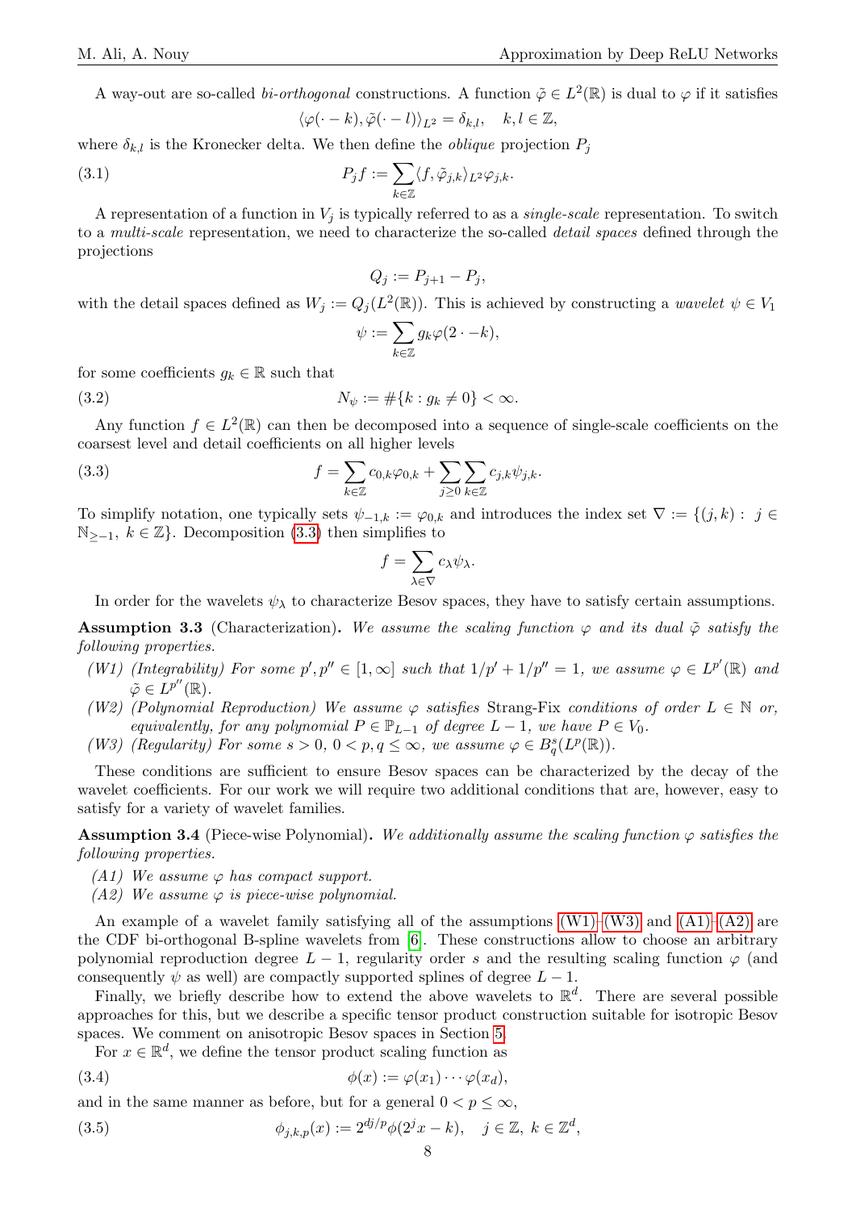A way-out are so-called *bi-orthogonal* constructions. A function $\tilde{\varphi} \in L^2(\mathbb{R})$ is dual to $\varphi$ if it satisfies

$$\langle \varphi(\cdot - k), \tilde{\varphi}(\cdot - l)\rangle_{L^2} = \delta_{k,l}, \quad k, l \in \mathbb{Z},$$

where $\delta_{k,l}$ is the Kronecker delta. We then define the *oblique* projection $P_j$

$$P_j f := \sum_{k\in\mathbb{Z}} \langle f, \tilde{\varphi}_{j,k}\rangle_{L^2} \varphi_{j,k}. \tag{3.1}$$

A representation of a function in $V_j$ is typically referred to as a *single-scale* representation. To switch to a *multi-scale* representation, we need to characterize the so-called *detail spaces* defined through the projections

$$Q_j := P_{j+1} - P_j,$$

with the detail spaces defined as $W_j := Q_j(L^2(\mathbb{R}))$. This is achieved by constructing a *wavelet* $\psi \in V_1$

$$\psi := \sum_{k\in\mathbb{Z}} g_k \varphi(2 \cdot -k),$$

for some coefficients $g_k \in \mathbb{R}$ such that

$$N_\psi := \#\{k : g_k \neq 0\} < \infty. \tag{3.2}$$

Any function $f \in L^2(\mathbb{R})$ can then be decomposed into a sequence of single-scale coefficients on the coarsest level and detail coefficients on all higher levels

$$f = \sum_{k\in\mathbb{Z}} c_{0,k}\varphi_{0,k} + \sum_{j\geq 0}\sum_{k\in\mathbb{Z}} c_{j,k}\psi_{j,k}. \tag{3.3}$$

To simplify notation, one typically sets $\psi_{-1,k} := \varphi_{0,k}$ and introduces the index set $\nabla := \{(j,k) : j \in \mathbb{N}_{\geq -1},\ k \in \mathbb{Z}\}$. Decomposition (3.3) then simplifies to

$$f = \sum_{\lambda\in\nabla} c_\lambda \psi_\lambda.$$

In order for the wavelets $\psi_\lambda$ to characterize Besov spaces, they have to satisfy certain assumptions.

**Assumption 3.3** (Characterization)**.** *We assume the scaling function $\varphi$ and its dual $\tilde{\varphi}$ satisfy the following properties.*

- *(W1) (Integrability) For some $p', p'' \in [1, \infty]$ such that $1/p' + 1/p'' = 1$, we assume $\varphi \in L^{p'}(\mathbb{R})$ and $\tilde{\varphi} \in L^{p''}(\mathbb{R})$.*
- *(W2) (Polynomial Reproduction) We assume $\varphi$ satisfies* Strang-Fix *conditions of order $L \in \mathbb{N}$ or, equivalently, for any polynomial $P \in \mathbb{P}_{L-1}$ of degree $L-1$, we have $P \in V_0$.*
- *(W3) (Regularity) For some $s > 0$, $0 < p, q \leq \infty$, we assume $\varphi \in B^s_q(L^p(\mathbb{R}))$.*

These conditions are sufficient to ensure Besov spaces can be characterized by the decay of the wavelet coefficients. For our work we will require two additional conditions that are, however, easy to satisfy for a variety of wavelet families.

**Assumption 3.4** (Piece-wise Polynomial)**.** *We additionally assume the scaling function $\varphi$ satisfies the following properties.*

- *(A1) We assume $\varphi$ has compact support.*
- *(A2) We assume $\varphi$ is piece-wise polynomial.*

An example of a wavelet family satisfying all of the assumptions (W1)–(W3) and (A1)–(A2) are the CDF bi-orthogonal B-spline wavelets from [6]. These constructions allow to choose an arbitrary polynomial reproduction degree $L-1$, regularity order $s$ and the resulting scaling function $\varphi$ (and consequently $\psi$ as well) are compactly supported splines of degree $L-1$.

Finally, we briefly describe how to extend the above wavelets to $\mathbb{R}^d$. There are several possible approaches for this, but we describe a specific tensor product construction suitable for isotropic Besov spaces. We comment on anisotropic Besov spaces in Section 5.

For $x \in \mathbb{R}^d$, we define the tensor product scaling function as

$$\phi(x) := \varphi(x_1) \cdots \varphi(x_d), \tag{3.4}$$

and in the same manner as before, but for a general $0 < p \leq \infty$,

$$\phi_{j,k,p}(x) := 2^{dj/p}\phi(2^j x - k), \quad j \in \mathbb{Z},\ k \in \mathbb{Z}^d, \tag{3.5}$$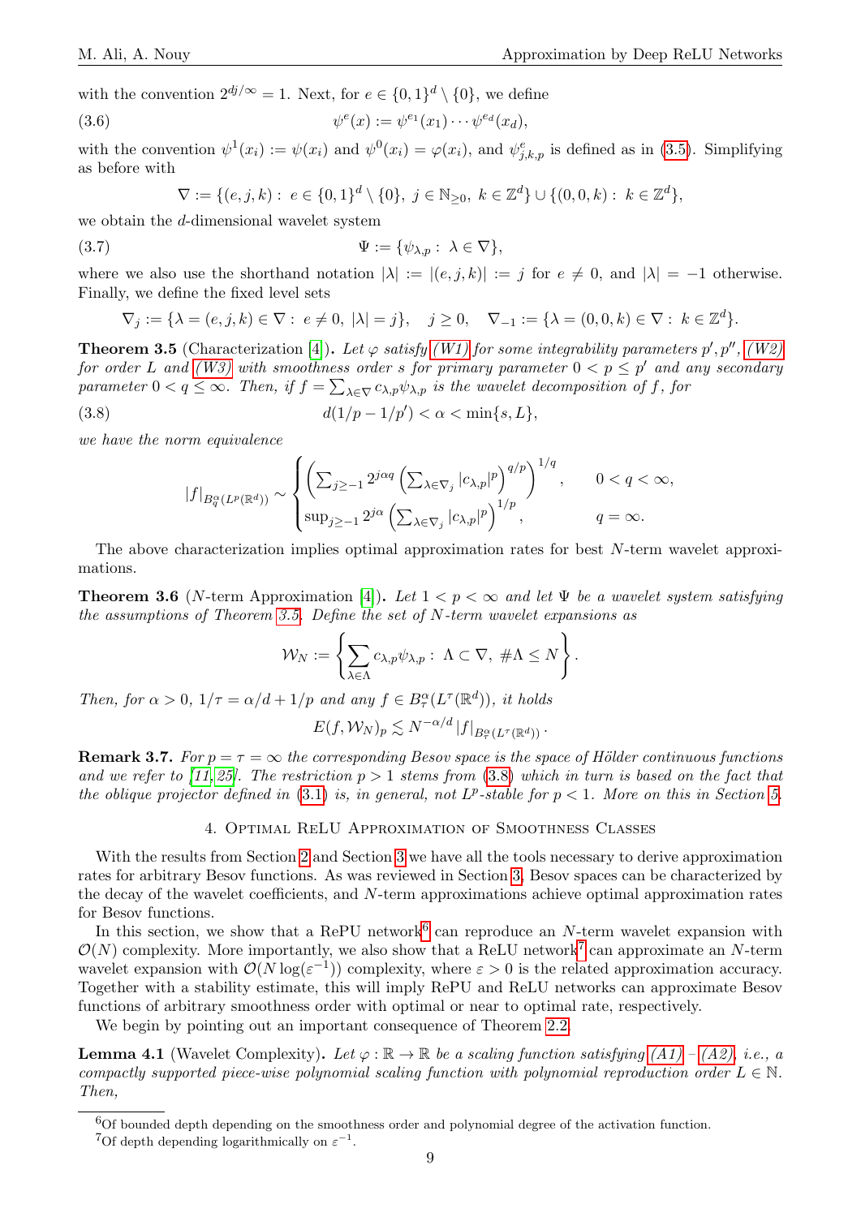with the convention $2^{dj/\infty} = 1$. Next, for $e \in \{0,1\}^d \setminus \{0\}$, we define

$$\psi^e(x) := \psi^{e_1}(x_1) \cdots \psi^{e_d}(x_d), \tag{3.6}$$

with the convention $\psi^1(x_i) := \psi(x_i)$ and $\psi^0(x_i) = \varphi(x_i)$, and $\psi^e_{j,k,p}$ is defined as in (3.5). Simplifying as before with

$$\nabla := \{(e,j,k) : \; e \in \{0,1\}^d \setminus \{0\}, \; j \in \mathbb{N}_{\geq 0}, \; k \in \mathbb{Z}^d\} \cup \{(0,0,k) : \; k \in \mathbb{Z}^d\},$$

we obtain the $d$-dimensional wavelet system

$$\Psi := \{\psi_{\lambda,p} : \; \lambda \in \nabla\}, \tag{3.7}$$

where we also use the shorthand notation $|\lambda| := |(e,j,k)| := j$ for $e \neq 0$, and $|\lambda| = -1$ otherwise. Finally, we define the fixed level sets

$$\nabla_j := \{\lambda = (e,j,k) \in \nabla : \; e \neq 0, \; |\lambda| = j\}, \quad j \geq 0, \quad \nabla_{-1} := \{\lambda = (0,0,k) \in \nabla : \; k \in \mathbb{Z}^d\}.$$

**Theorem 3.5** (Characterization [4]). *Let $\varphi$ satisfy (W1) for some integrability parameters $p', p''$, (W2) for order $L$ and (W3) with smoothness order $s$ for primary parameter $0 < p \leq p'$ and any secondary parameter $0 < q \leq \infty$. Then, if $f = \sum_{\lambda \in \nabla} c_{\lambda,p} \psi_{\lambda,p}$ is the wavelet decomposition of $f$, for*

$$d(1/p - 1/p') < \alpha < \min\{s, L\}, \tag{3.8}$$

*we have the norm equivalence*

$$|f|_{B^\alpha_q(L^p(\mathbb{R}^d))} \sim \begin{cases} \left(\sum_{j \geq -1} 2^{j\alpha q} \left(\sum_{\lambda \in \nabla_j} |c_{\lambda,p}|^p\right)^{q/p}\right)^{1/q}, & 0 < q < \infty, \\ \sup_{j \geq -1} 2^{j\alpha} \left(\sum_{\lambda \in \nabla_j} |c_{\lambda,p}|^p\right)^{1/p}, & q = \infty. \end{cases}$$

The above characterization implies optimal approximation rates for best $N$-term wavelet approximations.

**Theorem 3.6** ($N$-term Approximation [4]). *Let $1 < p < \infty$ and let $\Psi$ be a wavelet system satisfying the assumptions of Theorem 3.5. Define the set of $N$-term wavelet expansions as*

$$\mathcal{W}_N := \left\{ \sum_{\lambda \in \Lambda} c_{\lambda,p} \psi_{\lambda,p} : \; \Lambda \subset \nabla, \; \#\Lambda \leq N \right\}.$$

*Then, for $\alpha > 0$, $1/\tau = \alpha/d + 1/p$ and any $f \in B^\alpha_\tau(L^\tau(\mathbb{R}^d))$, it holds*

$$E(f, \mathcal{W}_N)_p \lesssim N^{-\alpha/d} \, |f|_{B^\alpha_\tau(L^\tau(\mathbb{R}^d))}.$$

**Remark 3.7.** *For $p = \tau = \infty$ the corresponding Besov space is the space of Hölder continuous functions and we refer to [11, 25]. The restriction $p > 1$ stems from (3.8) which in turn is based on the fact that the oblique projector defined in (3.1) is, in general, not $L^p$-stable for $p < 1$. More on this in Section 5.*

## 4. Optimal ReLU Approximation of Smoothness Classes

With the results from Section 2 and Section 3 we have all the tools necessary to derive approximation rates for arbitrary Besov functions. As was reviewed in Section 3, Besov spaces can be characterized by the decay of the wavelet coefficients, and $N$-term approximations achieve optimal approximation rates for Besov functions.

In this section, we show that a RePU network[6] can reproduce an $N$-term wavelet expansion with $\mathcal{O}(N)$ complexity. More importantly, we also show that a ReLU network[7] can approximate an $N$-term wavelet expansion with $\mathcal{O}(N \log(\varepsilon^{-1}))$ complexity, where $\varepsilon > 0$ is the related approximation accuracy. Together with a stability estimate, this will imply RePU and ReLU networks can approximate Besov functions of arbitrary smoothness order with optimal or near to optimal rate, respectively.

We begin by pointing out an important consequence of Theorem 2.2.

**Lemma 4.1** (Wavelet Complexity). *Let $\varphi : \mathbb{R} \to \mathbb{R}$ be a scaling function satisfying (A1) – (A2), i.e., a compactly supported piece-wise polynomial scaling function with polynomial reproduction order $L \in \mathbb{N}$. Then,*

---

[6] Of bounded depth depending on the smoothness order and polynomial degree of the activation function.

[7] Of depth depending logarithmically on $\varepsilon^{-1}$.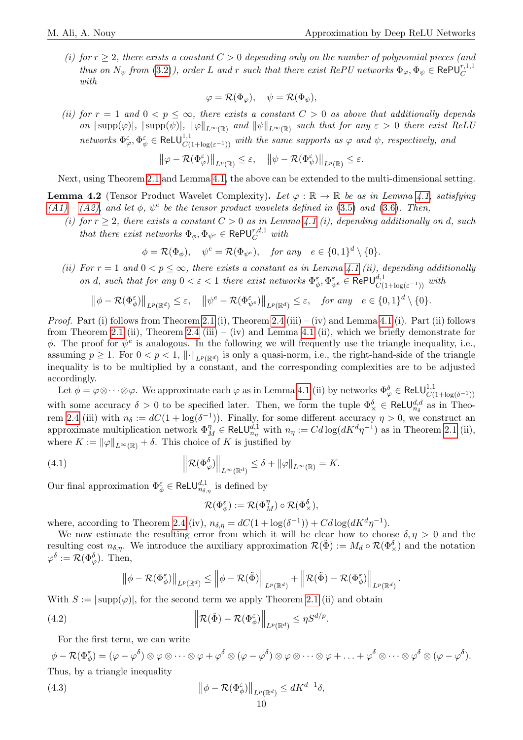(i) for $r \geq 2$, there exists a constant $C > 0$ depending only on the number of polynomial pieces (and thus on $N_\psi$ from (3.2)), order $L$ and $r$ such that there exist RePU networks $\Phi_\varphi, \Phi_\psi \in \mathsf{RePU}_C^{r,1,1}$ with

$$\varphi = \mathcal{R}(\Phi_\varphi), \quad \psi = \mathcal{R}(\Phi_\psi),$$

(ii) for $r = 1$ and $0 < p \leq \infty$, there exists a constant $C > 0$ as above that additionally depends on $|\operatorname{supp}(\varphi)|$, $|\operatorname{supp}(\psi)|$, $\|\varphi\|_{L^\infty(\mathbb{R})}$ and $\|\psi\|_{L^\infty(\mathbb{R})}$ such that for any $\varepsilon > 0$ there exist ReLU networks $\Phi_\varphi^\varepsilon, \Phi_\psi^\varepsilon \in \mathsf{ReLU}^{1,1}_{C(1+\log(\varepsilon^{-1}))}$ with the same supports as $\varphi$ and $\psi$, respectively, and

$$\left\|\varphi - \mathcal{R}(\Phi_\varphi^\varepsilon)\right\|_{L^p(\mathbb{R})} \leq \varepsilon, \quad \left\|\psi - \mathcal{R}(\Phi_\psi^\varepsilon)\right\|_{L^p(\mathbb{R})} \leq \varepsilon.$$

Next, using Theorem 2.1 and Lemma 4.1, the above can be extended to the multi-dimensional setting.

**Lemma 4.2** (Tensor Product Wavelet Complexity). *Let $\varphi : \mathbb{R} \to \mathbb{R}$ be as in Lemma 4.1, satisfying (A1) – (A2), and let $\phi$, $\psi^e$ be the tensor product wavelets defined in (3.5) and (3.6). Then,*

*(i) for $r \geq 2$, there exists a constant $C > 0$ as in Lemma 4.1 (i), depending additionally on $d$, such that there exist networks $\Phi_\phi, \Phi_{\psi^e} \in \mathsf{RePU}_C^{r,d,1}$ with*

$$\phi = \mathcal{R}(\Phi_\phi), \quad \psi^e = \mathcal{R}(\Phi_{\psi^e}), \quad \text{for any} \quad e \in \{0,1\}^d \setminus \{0\}.$$

*(ii) For $r = 1$ and $0 < p \leq \infty$, there exists a constant as in Lemma 4.1 (ii), depending additionally on $d$, such that for any $0 < \varepsilon < 1$ there exist networks $\Phi_\phi^\varepsilon, \Phi_{\psi^e}^\varepsilon \in \mathsf{RePU}^{d,1}_{C(1+\log(\varepsilon^{-1}))}$ with*

$$\left\|\phi - \mathcal{R}(\Phi_\phi^\varepsilon)\right\|_{L^p(\mathbb{R}^d)} \leq \varepsilon, \quad \left\|\psi^e - \mathcal{R}(\Phi_{\psi^e}^\varepsilon)\right\|_{L^p(\mathbb{R}^d)} \leq \varepsilon, \quad \text{for any} \quad e \in \{0,1\}^d \setminus \{0\}.$$

*Proof.* Part (i) follows from Theorem 2.1 (i), Theorem 2.4 (iii) – (iv) and Lemma 4.1 (i). Part (ii) follows from Theorem 2.1 (ii), Theorem 2.4 (iii) – (iv) and Lemma 4.1 (ii), which we briefly demonstrate for $\phi$. The proof for $\psi^e$ is analogous. In the following we will frequently use the triangle inequality, i.e., assuming $p \geq 1$. For $0 < p < 1$, $\|\cdot\|_{L^p(\mathbb{R}^d)}$ is only a quasi-norm, i.e., the right-hand-side of the triangle inequality is to be multiplied by a constant, and the corresponding complexities are to be adjusted accordingly.

Let $\phi = \varphi \otimes \cdots \otimes \varphi$. We approximate each $\varphi$ as in Lemma 4.1 (ii) by networks $\Phi_\varphi^\delta \in \mathsf{ReLU}^{1,1}_{C(1+\log(\delta^{-1}))}$ with some accuracy $\delta > 0$ to be specified later. Then, we form the tuple $\Phi_\times^\delta \in \mathsf{ReLU}^{d,d}_{n_\delta}$ as in Theorem 2.4 (iii) with $n_\delta := dC(1 + \log(\delta^{-1}))$. Finally, for some different accuracy $\eta > 0$, we construct an approximate multiplication network $\Phi_M^\eta \in \mathsf{ReLU}^{d,1}_{n_\eta}$ with $n_\eta := Cd\log(dK^d\eta^{-1})$ as in Theorem 2.1 (ii), where $K := \|\varphi\|_{L^\infty(\mathbb{R})} + \delta$. This choice of $K$ is justified by

$$\left\|\mathcal{R}(\Phi_\varphi^\delta)\right\|_{L^\infty(\mathbb{R}^d)} \leq \delta + \|\varphi\|_{L^\infty(\mathbb{R})} = K. \tag{4.1}$$

Our final approximation $\Phi_\phi^\varepsilon \in \mathsf{ReLU}^{d,1}_{n_{\delta,\eta}}$ is defined by

$$\mathcal{R}(\Phi_\phi^\varepsilon) := \mathcal{R}(\Phi_M^\eta) \circ \mathcal{R}(\Phi_\times^\delta),$$

where, according to Theorem 2.4 (iv), $n_{\delta,\eta} = dC(1 + \log(\delta^{-1})) + Cd\log(dK^d\eta^{-1})$.

We now estimate the resulting error from which it will be clear how to choose $\delta, \eta > 0$ and the resulting cost $n_{\delta,\eta}$. We introduce the auxiliary approximation $\mathcal{R}(\tilde{\Phi}) := M_d \circ \mathcal{R}(\Phi_\times^\delta)$ and the notation $\varphi^\delta := \mathcal{R}(\Phi_\varphi^\delta)$. Then,

$$\left\|\phi - \mathcal{R}(\Phi_\phi^\varepsilon)\right\|_{L^p(\mathbb{R}^d)} \leq \left\|\phi - \mathcal{R}(\tilde{\Phi})\right\|_{L^p(\mathbb{R}^d)} + \left\|\mathcal{R}(\tilde{\Phi}) - \mathcal{R}(\Phi_\phi^\varepsilon)\right\|_{L^p(\mathbb{R}^d)}.$$

With $S := |\operatorname{supp}(\varphi)|$, for the second term we apply Theorem 2.1 (ii) and obtain

$$\left\|\mathcal{R}(\tilde{\Phi}) - \mathcal{R}(\Phi_\phi^\varepsilon)\right\|_{L^p(\mathbb{R}^d)} \leq \eta S^{d/p}. \tag{4.2}$$

For the first term, we can write

$$\phi - \mathcal{R}(\Phi_\phi^\varepsilon) = (\varphi - \varphi^\delta) \otimes \varphi \otimes \cdots \otimes \varphi + \varphi^\delta \otimes (\varphi - \varphi^\delta) \otimes \varphi \otimes \cdots \otimes \varphi + \ldots + \varphi^\delta \otimes \cdots \otimes \varphi^\delta \otimes (\varphi - \varphi^\delta).$$

Thus, by a triangle inequality

$$\left\|\phi - \mathcal{R}(\Phi_\phi^\varepsilon)\right\|_{L^p(\mathbb{R}^d)} \leq dK^{d-1}\delta, \tag{4.3}$$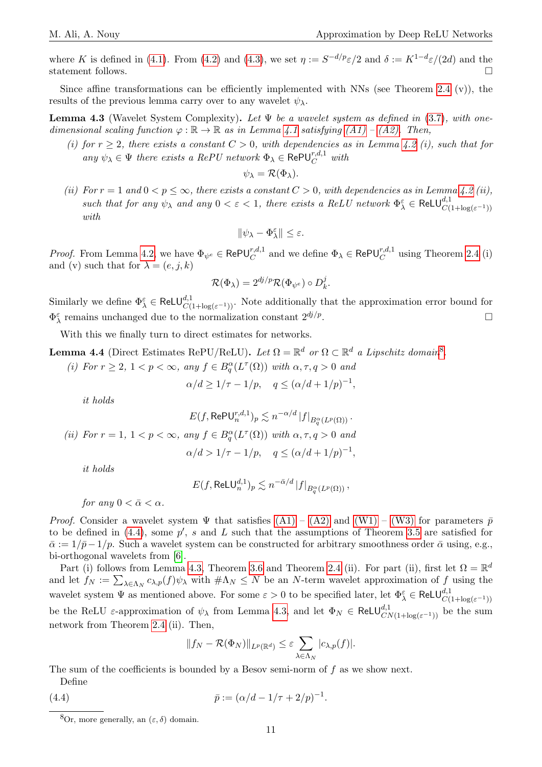where $K$ is defined in (4.1). From (4.2) and (4.3), we set $\eta := S^{-d/p}\varepsilon/2$ and $\delta := K^{1-d}\varepsilon/(2d)$ and the statement follows. □

Since affine transformations can be efficiently implemented with NNs (see Theorem 2.4 (v)), the results of the previous lemma carry over to any wavelet $\psi_\lambda$.

**Lemma 4.3** (Wavelet System Complexity)**.** *Let $\Psi$ be a wavelet system as defined in (3.7), with one-dimensional scaling function $\varphi : \mathbb{R} \to \mathbb{R}$ as in Lemma 4.1 satisfying (A1) – (A2). Then,*

*(i) for $r \geq 2$, there exists a constant $C > 0$, with dependencies as in Lemma 4.2 (i), such that for any $\psi_\lambda \in \Psi$ there exists a RePU network $\Phi_\lambda \in \mathsf{RePU}_C^{r,d,1}$ with*

$$\psi_\lambda = \mathcal{R}(\Phi_\lambda).$$

*(ii) For $r = 1$ and $0 < p \leq \infty$, there exists a constant $C > 0$, with dependencies as in Lemma 4.2 (ii), such that for any $\psi_\lambda$ and any $0 < \varepsilon < 1$, there exists a ReLU network $\Phi_\lambda^\varepsilon \in \mathsf{ReLU}^{d,1}_{C(1+\log(\varepsilon^{-1}))}$ with*

$$\|\psi_\lambda - \Phi_\lambda^\varepsilon\| \leq \varepsilon.$$

*Proof.* From Lemma 4.2 we have $\Phi_{\psi^e} \in \mathsf{RePU}_C^{r,d,1}$ and we define $\Phi_\lambda \in \mathsf{RePU}_C^{r,d,1}$ using Theorem 2.4 (i) and (v) such that for $\lambda = (e, j, k)$

$$\mathcal{R}(\Phi_\lambda) = 2^{dj/p}\mathcal{R}(\Phi_{\psi^e}) \circ D_k^j.$$

Similarly we define $\Phi_\lambda^\varepsilon \in \mathsf{ReLU}^{d,1}_{C(1+\log(\varepsilon^{-1}))}$. Note additionally that the approximation error bound for $\Phi_\lambda^\varepsilon$ remains unchanged due to the normalization constant $2^{dj/p}$. □

With this we finally turn to direct estimates for networks.

**Lemma 4.4** (Direct Estimates RePU/ReLU)**.** *Let $\Omega = \mathbb{R}^d$ or $\Omega \subset \mathbb{R}^d$ a Lipschitz domain*[8]*.*

*(i) For $r \geq 2$, $1 < p < \infty$, any $f \in B_q^\alpha(L^\tau(\Omega))$ with $\alpha, \tau, q > 0$ and*

$$\alpha/d \geq 1/\tau - 1/p, \quad q \leq (\alpha/d + 1/p)^{-1},$$

*it holds*

$$E(f, \mathsf{RePU}_n^{r,d,1})_p \lesssim n^{-\alpha/d} |f|_{B_q^\alpha(L^p(\Omega))}.$$

*(ii) For $r = 1$, $1 < p < \infty$, any $f \in B_q^\alpha(L^\tau(\Omega))$ with $\alpha, \tau, q > 0$ and*

$$\alpha/d > 1/\tau - 1/p, \quad q \leq (\alpha/d + 1/p)^{-1},$$

*it holds*

$$E(f, \mathsf{ReLU}_n^{d,1})_p \lesssim n^{-\bar{\alpha}/d} |f|_{B_q^\alpha(L^p(\Omega))},$$

*for any $0 < \bar{\alpha} < \alpha$.*

*Proof.* Consider a wavelet system $\Psi$ that satisfies (A1) – (A2) and (W1) – (W3) for parameters $\bar{p}$ to be defined in (4.4), some $p'$, $s$ and $L$ such that the assumptions of Theorem 3.5 are satisfied for $\bar{\alpha} := 1/\bar{p} - 1/p$. Such a wavelet system can be constructed for arbitrary smoothness order $\bar{\alpha}$ using, e.g., bi-orthogonal wavelets from [6].

Part (i) follows from Lemma 4.3, Theorem 3.6 and Theorem 2.4 (ii). For part (ii), first let $\Omega = \mathbb{R}^d$ and let $f_N := \sum_{\lambda \in \Lambda_N} c_{\lambda,p}(f)\psi_\lambda$ with $\#\Lambda_N \leq N$ be an $N$-term wavelet approximation of $f$ using the wavelet system $\Psi$ as mentioned above. For some $\varepsilon > 0$ to be specified later, let $\Phi_\lambda^\varepsilon \in \mathsf{ReLU}^{d,1}_{C(1+\log(\varepsilon^{-1}))}$ be the ReLU $\varepsilon$-approximation of $\psi_\lambda$ from Lemma 4.3, and let $\Phi_N \in \mathsf{ReLU}^{d,1}_{CN(1+\log(\varepsilon^{-1}))}$ be the sum network from Theorem 2.4 (ii). Then,

$$\|f_N - \mathcal{R}(\Phi_N)\|_{L^p(\mathbb{R}^d)} \leq \varepsilon \sum_{\lambda \in \Lambda_N} |c_{\lambda,p}(f)|.$$

The sum of the coefficients is bounded by a Besov semi-norm of $f$ as we show next.

Define

$$\bar{p} := (\alpha/d - 1/\tau + 2/p)^{-1}. \tag{4.4}$$

---

[8] Or, more generally, an $(\varepsilon, \delta)$ domain.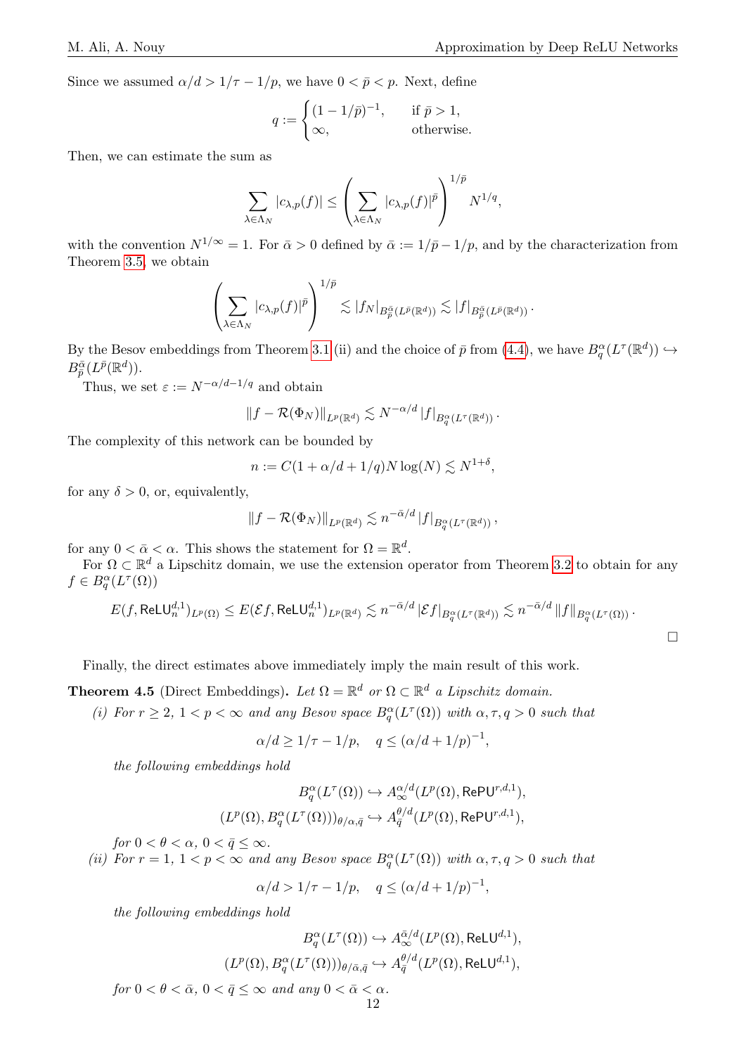Since we assumed $\alpha/d > 1/\tau - 1/p$, we have $0 < \bar{p} < p$. Next, define

$$q := \begin{cases} (1-1/\bar{p})^{-1}, & \text{if } \bar{p} > 1, \\ \infty, & \text{otherwise.} \end{cases}$$

Then, we can estimate the sum as

$$\sum_{\lambda \in \Lambda_N} |c_{\lambda,p}(f)| \leq \left( \sum_{\lambda \in \Lambda_N} |c_{\lambda,p}(f)|^{\bar{p}} \right)^{1/\bar{p}} N^{1/q},$$

with the convention $N^{1/\infty} = 1$. For $\bar{\alpha} > 0$ defined by $\bar{\alpha} := 1/\bar{p} - 1/p$, and by the characterization from Theorem 3.5, we obtain

$$\left( \sum_{\lambda \in \Lambda_N} |c_{\lambda,p}(f)|^{\bar{p}} \right)^{1/\bar{p}} \lesssim |f_N|_{B^{\bar{\alpha}}_{\bar{p}}(L^{\bar{p}}(\mathbb{R}^d))} \lesssim |f|_{B^{\bar{\alpha}}_{\bar{p}}(L^{\bar{p}}(\mathbb{R}^d))}.$$

By the Besov embeddings from Theorem 3.1 (ii) and the choice of $\bar{p}$ from (4.4), we have $B^{\alpha}_q(L^{\tau}(\mathbb{R}^d)) \hookrightarrow B^{\bar{\alpha}}_{\bar{p}}(L^{\bar{p}}(\mathbb{R}^d))$.

Thus, we set $\varepsilon := N^{-\alpha/d - 1/q}$ and obtain

$$\|f - \mathcal{R}(\Phi_N)\|_{L^p(\mathbb{R}^d)} \lesssim N^{-\alpha/d} |f|_{B^{\alpha}_q(L^{\tau}(\mathbb{R}^d))}.$$

The complexity of this network can be bounded by

$$n := C(1 + \alpha/d + 1/q) N \log(N) \lesssim N^{1+\delta},$$

for any $\delta > 0$, or, equivalently,

$$\|f - \mathcal{R}(\Phi_N)\|_{L^p(\mathbb{R}^d)} \lesssim n^{-\bar{\alpha}/d} |f|_{B^{\alpha}_q(L^{\tau}(\mathbb{R}^d))},$$

for any $0 < \bar{\alpha} < \alpha$. This shows the statement for $\Omega = \mathbb{R}^d$.

For $\Omega \subset \mathbb{R}^d$ a Lipschitz domain, we use the extension operator from Theorem 3.2 to obtain for any $f \in B^{\alpha}_q(L^{\tau}(\Omega))$

$$E(f, \mathsf{ReLU}^{d,1}_n)_{L^p(\Omega)} \leq E(\mathcal{E}f, \mathsf{ReLU}^{d,1}_n)_{L^p(\mathbb{R}^d)} \lesssim n^{-\bar{\alpha}/d} |\mathcal{E}f|_{B^{\alpha}_q(L^{\tau}(\mathbb{R}^d))} \lesssim n^{-\bar{\alpha}/d} \|f\|_{B^{\alpha}_q(L^{\tau}(\Omega))}.$$

$\square$

Finally, the direct estimates above immediately imply the main result of this work.

**Theorem 4.5** (Direct Embeddings)**.** *Let $\Omega = \mathbb{R}^d$ or $\Omega \subset \mathbb{R}^d$ a Lipschitz domain.*

*(i) For $r \geq 2$, $1 < p < \infty$ and any Besov space $B^{\alpha}_q(L^{\tau}(\Omega))$ with $\alpha, \tau, q > 0$ such that*

$$\alpha/d \geq 1/\tau - 1/p, \quad q \leq (\alpha/d + 1/p)^{-1},$$

*the following embeddings hold*

$$B^{\alpha}_q(L^{\tau}(\Omega)) \hookrightarrow A^{\alpha/d}_{\infty}(L^p(\Omega), \mathsf{RePU}^{r,d,1}),$$
$$(L^p(\Omega), B^{\alpha}_q(L^{\tau}(\Omega)))_{\theta/\alpha, \bar{q}} \hookrightarrow A^{\theta/d}_{\bar{q}}(L^p(\Omega), \mathsf{RePU}^{r,d,1}),$$

*for $0 < \theta < \alpha$, $0 < \bar{q} \leq \infty$.*

*(ii) For $r = 1$, $1 < p < \infty$ and any Besov space $B^{\alpha}_q(L^{\tau}(\Omega))$ with $\alpha, \tau, q > 0$ such that*

$$\alpha/d > 1/\tau - 1/p, \quad q \leq (\alpha/d + 1/p)^{-1},$$

*the following embeddings hold*

$$B^{\alpha}_q(L^{\tau}(\Omega)) \hookrightarrow A^{\bar{\alpha}/d}_{\infty}(L^p(\Omega), \mathsf{ReLU}^{d,1}),$$
$$(L^p(\Omega), B^{\alpha}_q(L^{\tau}(\Omega)))_{\theta/\bar{\alpha}, \bar{q}} \hookrightarrow A^{\theta/d}_{\bar{q}}(L^p(\Omega), \mathsf{ReLU}^{d,1}),$$

*for $0 < \theta < \bar{\alpha}$, $0 < \bar{q} \leq \infty$ and any $0 < \bar{\alpha} < \alpha$.*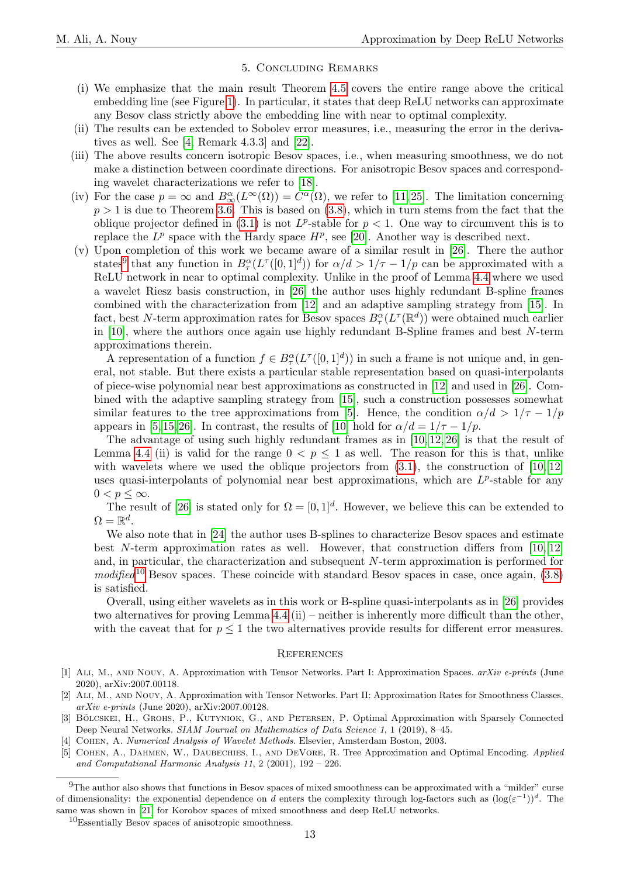## 5. Concluding Remarks

(i) We emphasize that the main result Theorem 4.5 covers the entire range above the critical embedding line (see Figure 1). In particular, it states that deep ReLU networks can approximate any Besov class strictly above the embedding line with near to optimal complexity.

(ii) The results can be extended to Sobolev error measures, i.e., measuring the error in the derivatives as well. See [4, Remark 4.3.3] and [22].

(iii) The above results concern isotropic Besov spaces, i.e., when measuring smoothness, we do not make a distinction between coordinate directions. For anisotropic Besov spaces and corresponding wavelet characterizations we refer to [18].

(iv) For the case $p = \infty$ and $B^\alpha_\infty(L^\infty(\Omega)) = C^\alpha(\Omega)$, we refer to [11, 25]. The limitation concerning $p > 1$ is due to Theorem 3.6. This is based on (3.8), which in turn stems from the fact that the oblique projector defined in (3.1) is not $L^p$-stable for $p < 1$. One way to circumvent this is to replace the $L^p$ space with the Hardy space $H^p$, see [20]. Another way is described next.

(v) Upon completion of this work we became aware of a similar result in [26]. There the author states[9] that any function in $B^\alpha_\tau(L^\tau([0,1]^d))$ for $\alpha/d > 1/\tau - 1/p$ can be approximated with a ReLU network in near to optimal complexity. Unlike in the proof of Lemma 4.4 where we used a wavelet Riesz basis construction, in [26] the author uses highly redundant B-spline frames combined with the characterization from [12] and an adaptive sampling strategy from [15]. In fact, best $N$-term approximation rates for Besov spaces $B^\alpha_\tau(L^\tau(\mathbb{R}^d))$ were obtained much earlier in [10], where the authors once again use highly redundant B-Spline frames and best $N$-term approximations therein.

A representation of a function $f \in B^\alpha_\tau(L^\tau([0,1]^d))$ in such a frame is not unique and, in general, not stable. But there exists a particular stable representation based on quasi-interpolants of piece-wise polynomial near best approximations as constructed in [12] and used in [26]. Combined with the adaptive sampling strategy from [15], such a construction possesses somewhat similar features to the tree approximations from [5]. Hence, the condition $\alpha/d > 1/\tau - 1/p$ appears in [5, 15, 26]. In contrast, the results of [10] hold for $\alpha/d = 1/\tau - 1/p$.

The advantage of using such highly redundant frames as in [10, 12, 26] is that the result of Lemma 4.4 (ii) is valid for the range $0 < p \leq 1$ as well. The reason for this is that, unlike with wavelets where we used the oblique projectors from (3.1), the construction of [10, 12] uses quasi-interpolants of polynomial near best approximations, which are $L^p$-stable for any $0 < p \leq \infty$.

The result of [26] is stated only for $\Omega = [0,1]^d$. However, we believe this can be extended to $\Omega = \mathbb{R}^d$.

We also note that in [24] the author uses B-splines to characterize Besov spaces and estimate best $N$-term approximation rates as well. However, that construction differs from [10, 12] and, in particular, the characterization and subsequent $N$-term approximation is performed for *modified*[10] Besov spaces. These coincide with standard Besov spaces in case, once again, (3.8) is satisfied.

Overall, using either wavelets as in this work or B-spline quasi-interpolants as in [26] provides two alternatives for proving Lemma 4.4 (ii) – neither is inherently more difficult than the other, with the caveat that for $p \leq 1$ the two alternatives provide results for different error measures.

## References

[1] Ali, M., and Nouy, A. Approximation with Tensor Networks. Part I: Approximation Spaces. *arXiv e-prints* (June 2020), arXiv:2007.00118.

[2] Ali, M., and Nouy, A. Approximation with Tensor Networks. Part II: Approximation Rates for Smoothness Classes. *arXiv e-prints* (June 2020), arXiv:2007.00128.

[3] Bölcskei, H., Grohs, P., Kutyniok, G., and Petersen, P. Optimal Approximation with Sparsely Connected Deep Neural Networks. *SIAM Journal on Mathematics of Data Science 1*, 1 (2019), 8–45.

[4] Cohen, A. *Numerical Analysis of Wavelet Methods*. Elsevier, Amsterdam Boston, 2003.

[5] Cohen, A., Dahmen, W., Daubechies, I., and DeVore, R. Tree Approximation and Optimal Encoding. *Applied and Computational Harmonic Analysis 11*, 2 (2001), 192 – 226.

---

[9] The author also shows that functions in Besov spaces of mixed smoothness can be approximated with a "milder" curse of dimensionality: the exponential dependence on $d$ enters the complexity through log-factors such as $(\log(\varepsilon^{-1}))^d$. The same was shown in [21] for Korobov spaces of mixed smoothness and deep ReLU networks.

[10] Essentially Besov spaces of anisotropic smoothness.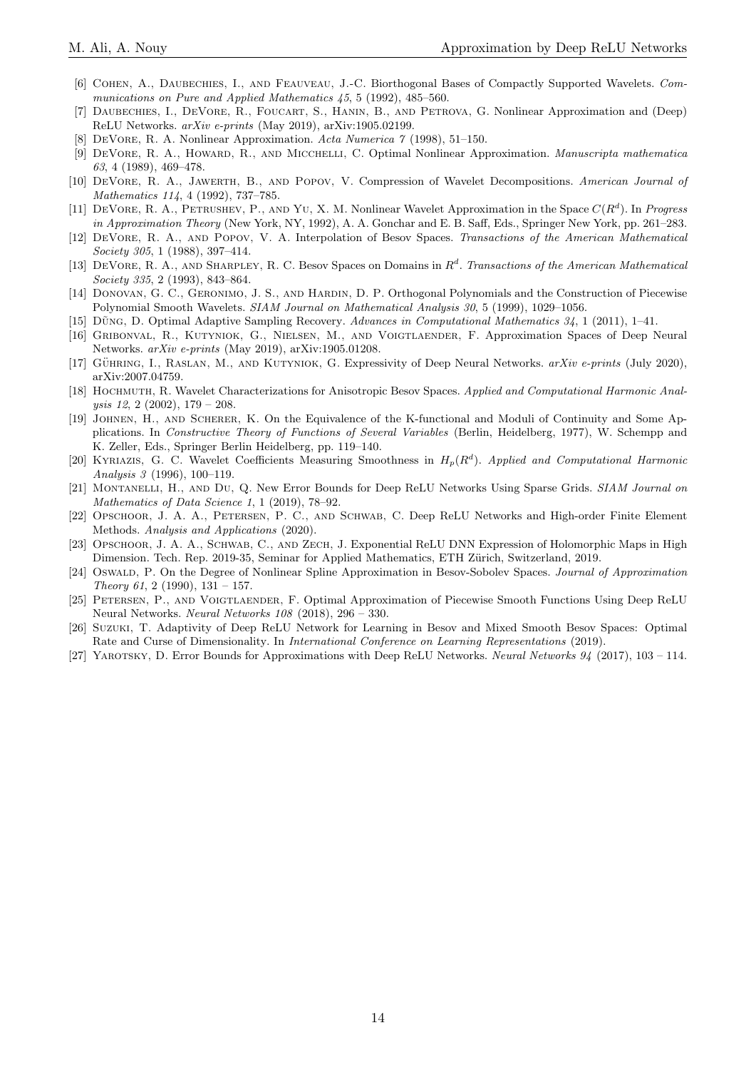[6] Cohen, A., Daubechies, I., and Feauveau, J.-C. Biorthogonal Bases of Compactly Supported Wavelets. *Communications on Pure and Applied Mathematics 45*, 5 (1992), 485–560.

[7] Daubechies, I., DeVore, R., Foucart, S., Hanin, B., and Petrova, G. Nonlinear Approximation and (Deep) ReLU Networks. *arXiv e-prints* (May 2019), arXiv:1905.02199.

[8] DeVore, R. A. Nonlinear Approximation. *Acta Numerica 7* (1998), 51–150.

[9] DeVore, R. A., Howard, R., and Micchelli, C. Optimal Nonlinear Approximation. *Manuscripta mathematica 63*, 4 (1989), 469–478.

[10] DeVore, R. A., Jawerth, B., and Popov, V. Compression of Wavelet Decompositions. *American Journal of Mathematics 114*, 4 (1992), 737–785.

[11] DeVore, R. A., Petrushev, P., and Yu, X. M. Nonlinear Wavelet Approximation in the Space $C(R^d)$. In *Progress in Approximation Theory* (New York, NY, 1992), A. A. Gonchar and E. B. Saff, Eds., Springer New York, pp. 261–283.

[12] DeVore, R. A., and Popov, V. A. Interpolation of Besov Spaces. *Transactions of the American Mathematical Society 305*, 1 (1988), 397–414.

[13] DeVore, R. A., and Sharpley, R. C. Besov Spaces on Domains in $R^d$. *Transactions of the American Mathematical Society 335*, 2 (1993), 843–864.

[14] Donovan, G. C., Geronimo, J. S., and Hardin, D. P. Orthogonal Polynomials and the Construction of Piecewise Polynomial Smooth Wavelets. *SIAM Journal on Mathematical Analysis 30*, 5 (1999), 1029–1056.

[15] Dũng, D. Optimal Adaptive Sampling Recovery. *Advances in Computational Mathematics 34*, 1 (2011), 1–41.

[16] Gribonval, R., Kutyniok, G., Nielsen, M., and Voigtlaender, F. Approximation Spaces of Deep Neural Networks. *arXiv e-prints* (May 2019), arXiv:1905.01208.

[17] Gühring, I., Raslan, M., and Kutyniok, G. Expressivity of Deep Neural Networks. *arXiv e-prints* (July 2020), arXiv:2007.04759.

[18] Hochmuth, R. Wavelet Characterizations for Anisotropic Besov Spaces. *Applied and Computational Harmonic Analysis 12*, 2 (2002), 179 – 208.

[19] Johnen, H., and Scherer, K. On the Equivalence of the K-functional and Moduli of Continuity and Some Applications. In *Constructive Theory of Functions of Several Variables* (Berlin, Heidelberg, 1977), W. Schempp and K. Zeller, Eds., Springer Berlin Heidelberg, pp. 119–140.

[20] Kyriazis, G. C. Wavelet Coefficients Measuring Smoothness in $H_p(R^d)$. *Applied and Computational Harmonic Analysis 3* (1996), 100–119.

[21] Montanelli, H., and Du, Q. New Error Bounds for Deep ReLU Networks Using Sparse Grids. *SIAM Journal on Mathematics of Data Science 1*, 1 (2019), 78–92.

[22] Opschoor, J. A. A., Petersen, P. C., and Schwab, C. Deep ReLU Networks and High-order Finite Element Methods. *Analysis and Applications* (2020).

[23] Opschoor, J. A. A., Schwab, C., and Zech, J. Exponential ReLU DNN Expression of Holomorphic Maps in High Dimension. Tech. Rep. 2019-35, Seminar for Applied Mathematics, ETH Zürich, Switzerland, 2019.

[24] Oswald, P. On the Degree of Nonlinear Spline Approximation in Besov-Sobolev Spaces. *Journal of Approximation Theory 61*, 2 (1990), 131 – 157.

[25] Petersen, P., and Voigtlaender, F. Optimal Approximation of Piecewise Smooth Functions Using Deep ReLU Neural Networks. *Neural Networks 108* (2018), 296 – 330.

[26] Suzuki, T. Adaptivity of Deep ReLU Network for Learning in Besov and Mixed Smooth Besov Spaces: Optimal Rate and Curse of Dimensionality. In *International Conference on Learning Representations* (2019).

[27] Yarotsky, D. Error Bounds for Approximations with Deep ReLU Networks. *Neural Networks 94* (2017), 103 – 114.